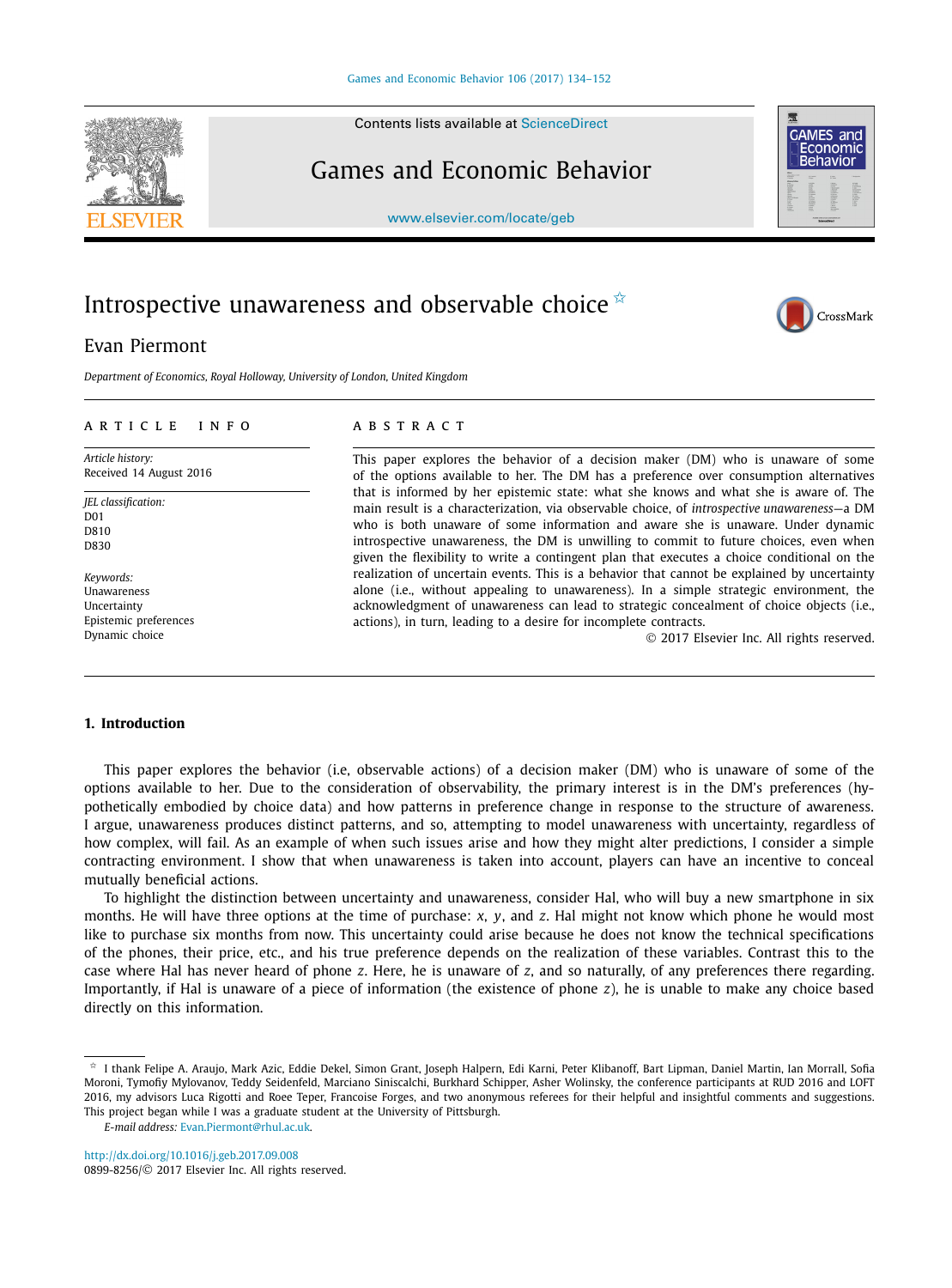# Introspective unawareness and observable choice ☆

Evan Piermont

*Department of Economics, Royal Holloway, University of London, United Kingdom*

## ARTICLE INFO

*Article history:*
Received 14 August 2016

*JEL classification:*
D01
D810
D830

*Keywords:*
Unawareness
Uncertainty
Epistemic preferences
Dynamic choice

## ABSTRACT

This paper explores the behavior of a decision maker (DM) who is unaware of some of the options available to her. The DM has a preference over consumption alternatives that is informed by her epistemic state: what she knows and what she is aware of. The main result is a characterization, via observable choice, of *introspective unawareness*—a DM who is both unaware of some information and aware she is unaware. Under dynamic introspective unawareness, the DM is unwilling to commit to future choices, even when given the flexibility to write a contingent plan that executes a choice conditional on the realization of uncertain events. This is a behavior that cannot be explained by uncertainty alone (i.e., without appealing to unawareness). In a simple strategic environment, the acknowledgment of unawareness can lead to strategic concealment of choice objects (i.e., actions), in turn, leading to a desire for incomplete contracts.

© 2017 Elsevier Inc. All rights reserved.

## 1. Introduction

This paper explores the behavior (i.e, observable actions) of a decision maker (DM) who is unaware of some of the options available to her. Due to the consideration of observability, the primary interest is in the DM's preferences (hypothetically embodied by choice data) and how patterns in preference change in response to the structure of awareness. I argue, unawareness produces distinct patterns, and so, attempting to model unawareness with uncertainty, regardless of how complex, will fail. As an example of when such issues arise and how they might alter predictions, I consider a simple contracting environment. I show that when unawareness is taken into account, players can have an incentive to conceal mutually beneficial actions.

To highlight the distinction between uncertainty and unawareness, consider Hal, who will buy a new smartphone in six months. He will have three options at the time of purchase: $x$, $y$, and $z$. Hal might not know which phone he would most like to purchase six months from now. This uncertainty could arise because he does not know the technical specifications of the phones, their price, etc., and his true preference depends on the realization of these variables. Contrast this to the case where Hal has never heard of phone $z$. Here, he is unaware of $z$, and so naturally, of any preferences there regarding. Importantly, if Hal is unaware of a piece of information (the existence of phone $z$), he is unable to make any choice based directly on this information.

☆ I thank Felipe A. Araujo, Mark Azic, Eddie Dekel, Simon Grant, Joseph Halpern, Edi Karni, Peter Klibanoff, Bart Lipman, Daniel Martin, Ian Morrall, Sofia Moroni, Tymofiy Mylovanov, Teddy Seidenfeld, Marciano Siniscalchi, Burkhard Schipper, Asher Wolinsky, the conference participants at RUD 2016 and LOFT 2016, my advisors Luca Rigotti and Roee Teper, Francoise Forges, and two anonymous referees for their helpful and insightful comments and suggestions. This project began while I was a graduate student at the University of Pittsburgh.

*E-mail address:* Evan.Piermont@rhul.ac.uk.

http://dx.doi.org/10.1016/j.geb.2017.09.008
0899-8256/© 2017 Elsevier Inc. All rights reserved.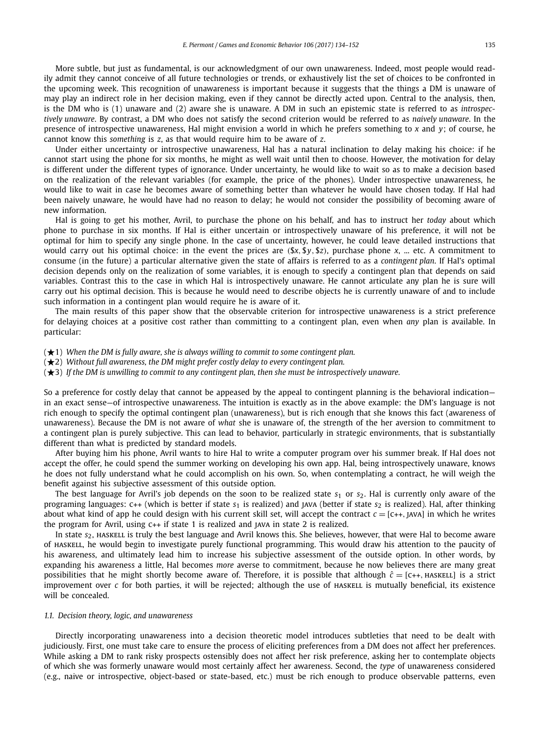More subtle, but just as fundamental, is our acknowledgment of our own unawareness. Indeed, most people would readily admit they cannot conceive of all future technologies or trends, or exhaustively list the set of choices to be confronted in the upcoming week. This recognition of unawareness is important because it suggests that the things a DM is unaware of may play an indirect role in her decision making, even if they cannot be directly acted upon. Central to the analysis, then, is the DM who is (1) unaware and (2) aware she is unaware. A DM in such an epistemic state is referred to as *introspectively unaware*. By contrast, a DM who does not satisfy the second criterion would be referred to as *naively unaware*. In the presence of introspective unawareness, Hal might envision a world in which he prefers something to $x$ and $y$; of course, he cannot know this *something* is $z$, as that would require him to be aware of $z$.

Under either uncertainty or introspective unawareness, Hal has a natural inclination to delay making his choice: if he cannot start using the phone for six months, he might as well wait until then to choose. However, the motivation for delay is different under the different types of ignorance. Under uncertainty, he would like to wait so as to make a decision based on the realization of the relevant variables (for example, the price of the phones). Under introspective unawareness, he would like to wait in case he becomes aware of something better than whatever he would have chosen today. If Hal had been naively unaware, he would have had no reason to delay; he would not consider the possibility of becoming aware of new information.

Hal is going to get his mother, Avril, to purchase the phone on his behalf, and has to instruct her *today* about which phone to purchase in six months. If Hal is either uncertain or introspectively unaware of his preference, it will not be optimal for him to specify any single phone. In the case of uncertainty, however, he could leave detailed instructions that would carry out his optimal choice: in the event the prices are ($\$x, \$y, \$z$), purchase phone $x$, ... etc. A commitment to consume (in the future) a particular alternative given the state of affairs is referred to as a *contingent plan*. If Hal's optimal decision depends only on the realization of some variables, it is enough to specify a contingent plan that depends on said variables. Contrast this to the case in which Hal is introspectively unaware. He cannot articulate any plan he is sure will carry out his optimal decision. This is because he would need to describe objects he is currently unaware of and to include such information in a contingent plan would require he is aware of it.

The main results of this paper show that the observable criterion for introspective unawareness is a strict preference for delaying choices at a positive cost rather than committing to a contingent plan, even when *any* plan is available. In particular:

(★1) *When the DM is fully aware, she is always willing to commit to some contingent plan.*
(★2) *Without full awareness, the DM might prefer costly delay to every contingent plan.*
(★3) *If the DM is unwilling to commit to any contingent plan, then she must be introspectively unaware.*

So a preference for costly delay that cannot be appeased by the appeal to contingent planning is the behavioral indication—in an exact sense—of introspective unawareness. The intuition is exactly as in the above example: the DM's language is not rich enough to specify the optimal contingent plan (unawareness), but is rich enough that she knows this fact (awareness of unawareness). Because the DM is not aware of *what* she is unaware of, the strength of the her aversion to commitment to a contingent plan is purely subjective. This can lead to behavior, particularly in strategic environments, that is substantially different than what is predicted by standard models.

After buying him his phone, Avril wants to hire Hal to write a computer program over his summer break. If Hal does not accept the offer, he could spend the summer working on developing his own app. Hal, being introspectively unaware, knows he does not fully understand what he could accomplish on his own. So, when contemplating a contract, he will weigh the benefit against his subjective assessment of this outside option.

The best language for Avril's job depends on the soon to be realized state $s_1$ or $s_2$. Hal is currently only aware of the programing languages: C++ (which is better if state $s_1$ is realized) and JAVA (better if state $s_2$ is realized). Hal, after thinking about what kind of app he could design with his current skill set, will accept the contract $c = [\text{C++}, \text{JAVA}]$ in which he writes the program for Avril, using C++ if state 1 is realized and JAVA in state 2 is realized.

In state $s_2$, HASKELL is truly the best language and Avril knows this. She believes, however, that were Hal to become aware of HASKELL, he would begin to investigate purely functional programming. This would draw his attention to the paucity of his awareness, and ultimately lead him to increase his subjective assessment of the outside option. In other words, by expanding his awareness a little, Hal becomes *more* averse to commitment, because he now believes there are many great possibilities that he might shortly become aware of. Therefore, it is possible that although $\hat{c} = [\text{C++}, \text{HASKELL}]$ is a strict improvement over $c$ for both parties, it will be rejected; although the use of HASKELL is mutually beneficial, its existence will be concealed.

### 1.1. Decision theory, logic, and unawareness

Directly incorporating unawareness into a decision theoretic model introduces subtleties that need to be dealt with judiciously. First, one must take care to ensure the process of eliciting preferences from a DM does not affect her preferences. While asking a DM to rank risky prospects ostensibly does not affect her risk preference, asking her to contemplate objects of which she was formerly unaware would most certainly affect her awareness. Second, the *type* of unawareness considered (e.g., naive or introspective, object-based or state-based, etc.) must be rich enough to produce observable patterns, even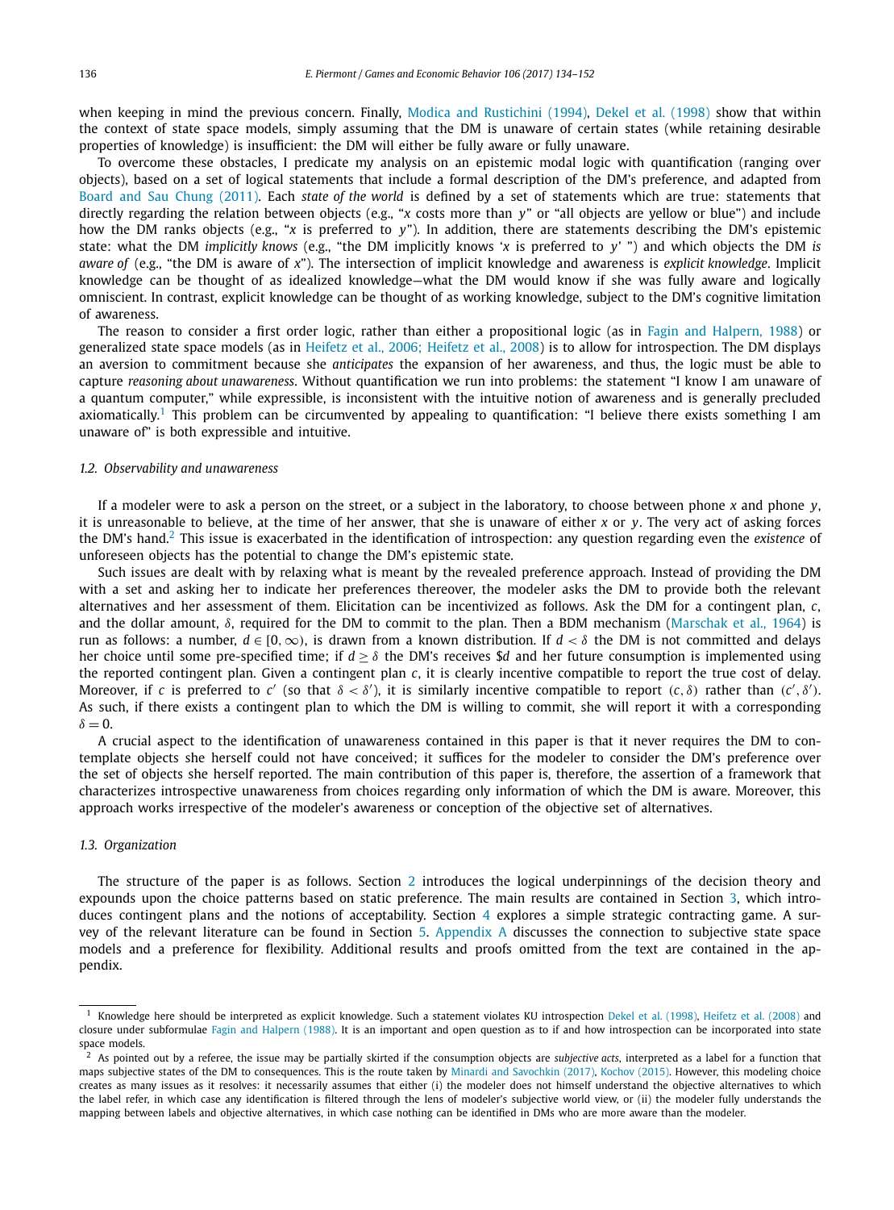when keeping in mind the previous concern. Finally, Modica and Rustichini (1994), Dekel et al. (1998) show that within the context of state space models, simply assuming that the DM is unaware of certain states (while retaining desirable properties of knowledge) is insufficient: the DM will either be fully aware or fully unaware.

To overcome these obstacles, I predicate my analysis on an epistemic modal logic with quantification (ranging over objects), based on a set of logical statements that include a formal description of the DM's preference, and adapted from Board and Sau Chung (2011). Each *state of the world* is defined by a set of statements which are true: statements that directly regarding the relation between objects (e.g., "$x$ costs more than $y$" or "all objects are yellow or blue") and include how the DM ranks objects (e.g., "$x$ is preferred to $y$"). In addition, there are statements describing the DM's epistemic state: what the DM *implicitly knows* (e.g., "the DM implicitly knows '$x$ is preferred to $y$' ") and which objects the DM *is aware of* (e.g., "the DM is aware of $x$"). The intersection of implicit knowledge and awareness is *explicit knowledge*. Implicit knowledge can be thought of as idealized knowledge—what the DM would know if she was fully aware and logically omniscient. In contrast, explicit knowledge can be thought of as working knowledge, subject to the DM's cognitive limitation of awareness.

The reason to consider a first order logic, rather than either a propositional logic (as in Fagin and Halpern, 1988) or generalized state space models (as in Heifetz et al., 2006; Heifetz et al., 2008) is to allow for introspection. The DM displays an aversion to commitment because she *anticipates* the expansion of her awareness, and thus, the logic must be able to capture *reasoning about unawareness*. Without quantification we run into problems: the statement "I know I am unaware of a quantum computer," while expressible, is inconsistent with the intuitive notion of awareness and is generally precluded axiomatically.[1] This problem can be circumvented by appealing to quantification: "I believe there exists something I am unaware of" is both expressible and intuitive.

### 1.2. Observability and unawareness

If a modeler were to ask a person on the street, or a subject in the laboratory, to choose between phone $x$ and phone $y$, it is unreasonable to believe, at the time of her answer, that she is unaware of either $x$ or $y$. The very act of asking forces the DM's hand.[2] This issue is exacerbated in the identification of introspection: any question regarding even the *existence* of unforeseen objects has the potential to change the DM's epistemic state.

Such issues are dealt with by relaxing what is meant by the revealed preference approach. Instead of providing the DM with a set and asking her to indicate her preferences thereover, the modeler asks the DM to provide both the relevant alternatives and her assessment of them. Elicitation can be incentivized as follows. Ask the DM for a contingent plan, $c$, and the dollar amount, $\delta$, required for the DM to commit to the plan. Then a BDM mechanism (Marschak et al., 1964) is run as follows: a number, $d \in [0, \infty)$, is drawn from a known distribution. If $d < \delta$ the DM is not committed and delays her choice until some pre-specified time; if $d \geq \delta$ the DM's receives \$$d$ and her future consumption is implemented using the reported contingent plan. Given a contingent plan $c$, it is clearly incentive compatible to report the true cost of delay. Moreover, if $c$ is preferred to $c'$ (so that $\delta < \delta'$), it is similarly incentive compatible to report $(c, \delta)$ rather than $(c', \delta')$. As such, if there exists a contingent plan to which the DM is willing to commit, she will report it with a corresponding $\delta = 0$.

A crucial aspect to the identification of unawareness contained in this paper is that it never requires the DM to contemplate objects she herself could not have conceived; it suffices for the modeler to consider the DM's preference over the set of objects she herself reported. The main contribution of this paper is, therefore, the assertion of a framework that characterizes introspective unawareness from choices regarding only information of which the DM is aware. Moreover, this approach works irrespective of the modeler's awareness or conception of the objective set of alternatives.

### 1.3. Organization

The structure of the paper is as follows. Section 2 introduces the logical underpinnings of the decision theory and expounds upon the choice patterns based on static preference. The main results are contained in Section 3, which introduces contingent plans and the notions of acceptability. Section 4 explores a simple strategic contracting game. A survey of the relevant literature can be found in Section 5. Appendix A discusses the connection to subjective state space models and a preference for flexibility. Additional results and proofs omitted from the text are contained in the appendix.

---

[1] Knowledge here should be interpreted as explicit knowledge. Such a statement violates KU introspection Dekel et al. (1998), Heifetz et al. (2008) and closure under subformulae Fagin and Halpern (1988). It is an important and open question as to if and how introspection can be incorporated into state space models.

[2] As pointed out by a referee, the issue may be partially skirted if the consumption objects are *subjective acts*, interpreted as a label for a function that maps subjective states of the DM to consequences. This is the route taken by Minardi and Savochkin (2017), Kochov (2015). However, this modeling choice creates as many issues as it resolves: it necessarily assumes that either (i) the modeler does not himself understand the objective alternatives to which the label refer, in which case any identification is filtered through the lens of modeler's subjective world view, or (ii) the modeler fully understands the mapping between labels and objective alternatives, in which case nothing can be identified in DMs who are more aware than the modeler.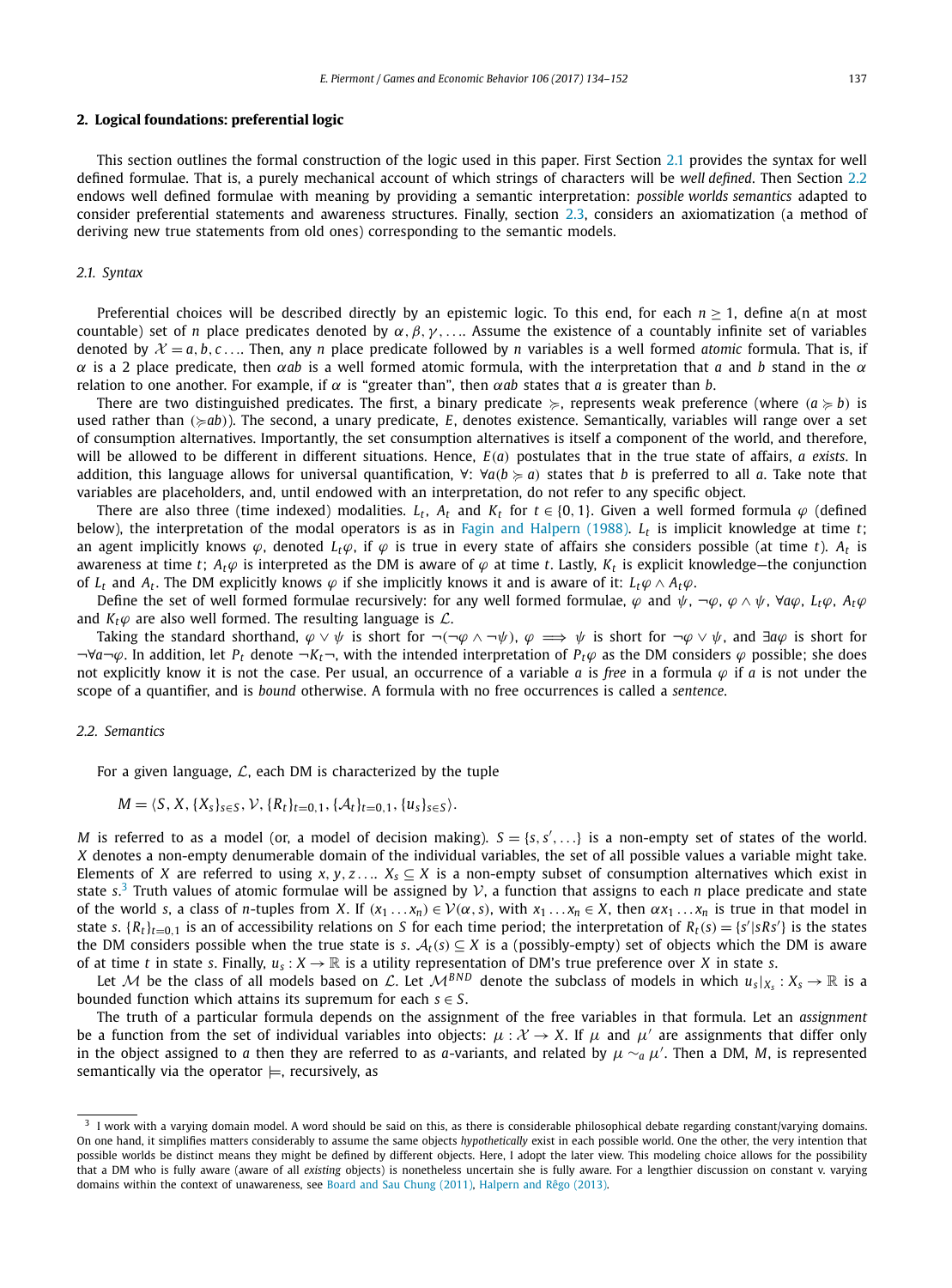## 2. Logical foundations: preferential logic

This section outlines the formal construction of the logic used in this paper. First Section 2.1 provides the syntax for well defined formulae. That is, a purely mechanical account of which strings of characters will be *well defined*. Then Section 2.2 endows well defined formulae with meaning by providing a semantic interpretation: *possible worlds semantics* adapted to consider preferential statements and awareness structures. Finally, section 2.3, considers an axiomatization (a method of deriving new true statements from old ones) corresponding to the semantic models.

### 2.1. Syntax

Preferential choices will be described directly by an epistemic logic. To this end, for each $n \geq 1$, define a(n at most countable) set of $n$ place predicates denoted by $\alpha, \beta, \gamma, \ldots$. Assume the existence of a countably infinite set of variables denoted by $\mathcal{X} = a, b, c \ldots$. Then, any $n$ place predicate followed by $n$ variables is a well formed *atomic* formula. That is, if $\alpha$ is a 2 place predicate, then $\alpha ab$ is a well formed atomic formula, with the interpretation that $a$ and $b$ stand in the $\alpha$ relation to one another. For example, if $\alpha$ is "greater than", then $\alpha ab$ states that $a$ is greater than $b$.

There are two distinguished predicates. The first, a binary predicate $\succcurlyeq$, represents weak preference (where $(a \succcurlyeq b)$ is used rather than $(\succcurlyeq ab)$). The second, a unary predicate, $E$, denotes existence. Semantically, variables will range over a set of consumption alternatives. Importantly, the set consumption alternatives is itself a component of the world, and therefore, will be allowed to be different in different situations. Hence, $E(a)$ postulates that in the true state of affairs, $a$ *exists*. In addition, this language allows for universal quantification, $\forall$: $\forall a(b \succcurlyeq a)$ states that $b$ is preferred to all $a$. Take note that variables are placeholders, and, until endowed with an interpretation, do not refer to any specific object.

There are also three (time indexed) modalities. $L_t$, $A_t$ and $K_t$ for $t \in \{0, 1\}$. Given a well formed formula $\varphi$ (defined below), the interpretation of the modal operators is as in Fagin and Halpern (1988). $L_t$ is implicit knowledge at time $t$; an agent implicitly knows $\varphi$, denoted $L_t\varphi$, if $\varphi$ is true in every state of affairs she considers possible (at time $t$). $A_t$ is awareness at time $t$; $A_t\varphi$ is interpreted as the DM is aware of $\varphi$ at time $t$. Lastly, $K_t$ is explicit knowledge—the conjunction of $L_t$ and $A_t$. The DM explicitly knows $\varphi$ if she implicitly knows it and is aware of it: $L_t\varphi \wedge A_t\varphi$.

Define the set of well formed formulae recursively: for any well formed formulae, $\varphi$ and $\psi$, $\neg\varphi$, $\varphi \wedge \psi$, $\forall a\varphi$, $L_t\varphi$, $A_t\varphi$ and $K_t\varphi$ are also well formed. The resulting language is $\mathcal{L}$.

Taking the standard shorthand, $\varphi \vee \psi$ is short for $\neg(\neg\varphi \wedge \neg\psi)$, $\varphi \implies \psi$ is short for $\neg\varphi \vee \psi$, and $\exists a\varphi$ is short for $\neg\forall a\neg\varphi$. In addition, let $P_t$ denote $\neg K_t\neg$, with the intended interpretation of $P_t\varphi$ as the DM considers $\varphi$ possible; she does not explicitly know it is not the case. Per usual, an occurrence of a variable $a$ is *free* in a formula $\varphi$ if $a$ is not under the scope of a quantifier, and is *bound* otherwise. A formula with no free occurrences is called a *sentence*.

### 2.2. Semantics

For a given language, $\mathcal{L}$, each DM is characterized by the tuple

$$M = \langle S, X, \{X_s\}_{s \in S}, \mathcal{V}, \{R_t\}_{t=0,1}, \{\mathcal{A}_t\}_{t=0,1}, \{u_s\}_{s \in S} \rangle.$$

$M$ is referred to as a model (or, a model of decision making). $S = \{s, s', \ldots\}$ is a non-empty set of states of the world. $X$ denotes a non-empty denumerable domain of the individual variables, the set of all possible values a variable might take. Elements of $X$ are referred to using $x, y, z \ldots$. $X_s \subseteq X$ is a non-empty subset of consumption alternatives which exist in state $s$.[3] Truth values of atomic formulae will be assigned by $\mathcal{V}$, a function that assigns to each $n$ place predicate and state of the world $s$, a class of $n$-tuples from $X$. If $(x_1 \ldots x_n) \in \mathcal{V}(\alpha, s)$, with $x_1 \ldots x_n \in X$, then $\alpha x_1 \ldots x_n$ is true in that model in state $s$. $\{R_t\}_{t=0,1}$ is an of accessibility relations on $S$ for each time period; the interpretation of $R_t(s) = \{s' | sRs'\}$ is the states the DM considers possible when the true state is $s$. $\mathcal{A}_t(s) \subseteq X$ is a (possibly-empty) set of objects which the DM is aware of at time $t$ in state $s$. Finally, $u_s : X \to \mathbb{R}$ is a utility representation of DM's true preference over $X$ in state $s$.

Let $\mathcal{M}$ be the class of all models based on $\mathcal{L}$. Let $\mathcal{M}^{BND}$ denote the subclass of models in which $u_s|_{X_s} : X_s \to \mathbb{R}$ is a bounded function which attains its supremum for each $s \in S$.

The truth of a particular formula depends on the assignment of the free variables in that formula. Let an *assignment* be a function from the set of individual variables into objects: $\mu : \mathcal{X} \to X$. If $\mu$ and $\mu'$ are assignments that differ only in the object assigned to $a$ then they are referred to as $a$-variants, and related by $\mu \sim_a \mu'$. Then a DM, $M$, is represented semantically via the operator $\models$, recursively, as

---

[3] I work with a varying domain model. A word should be said on this, as there is considerable philosophical debate regarding constant/varying domains. On one hand, it simplifies matters considerably to assume the same objects *hypothetically* exist in each possible world. The one the other, the very intention that possible worlds be distinct means they might be defined by different objects. Here, I adopt the later view. This modeling choice allows for the possibility that a DM who is fully aware (aware of all *existing* objects) is nonetheless uncertain she is fully aware. For a lengthier discussion on constant v. varying domains within the context of unawareness, see Board and Sau Chung (2011), Halpern and Rêgo (2013).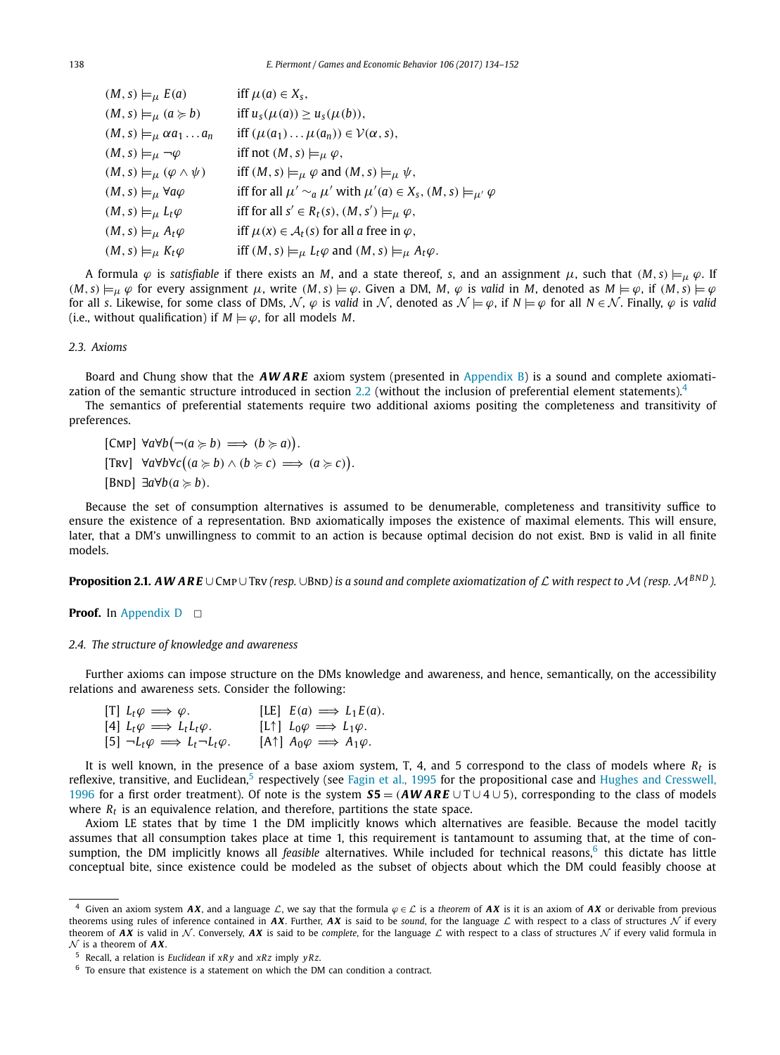$$
\begin{array}{ll}
(M,s) \models_\mu E(a) & \text{iff } \mu(a) \in X_s, \\
(M,s) \models_\mu (a \succcurlyeq b) & \text{iff } u_s(\mu(a)) \geq u_s(\mu(b)), \\
(M,s) \models_\mu \alpha a_1 \ldots a_n & \text{iff } (\mu(a_1) \ldots \mu(a_n)) \in \mathcal{V}(\alpha, s), \\
(M,s) \models_\mu \neg\varphi & \text{iff not } (M,s) \models_\mu \varphi, \\
(M,s) \models_\mu (\varphi \wedge \psi) & \text{iff } (M,s) \models_\mu \varphi \text{ and } (M,s) \models_\mu \psi, \\
(M,s) \models_\mu \forall a\varphi & \text{iff for all } \mu' \sim_a \mu' \text{ with } \mu'(a) \in X_s, (M,s) \models_{\mu'} \varphi \\
(M,s) \models_\mu L_t\varphi & \text{iff for all } s' \in R_t(s), (M,s') \models_\mu \varphi, \\
(M,s) \models_\mu A_t\varphi & \text{iff } \mu(x) \in \mathcal{A}_t(s) \text{ for all } a \text{ free in } \varphi, \\
(M,s) \models_\mu K_t\varphi & \text{iff } (M,s) \models_\mu L_t\varphi \text{ and } (M,s) \models_\mu A_t\varphi.
\end{array}
$$

A formula $\varphi$ is *satisfiable* if there exists an $M$, and a state thereof, $s$, and an assignment $\mu$, such that $(M,s) \models_\mu \varphi$. If $(M,s) \models_\mu \varphi$ for every assignment $\mu$, write $(M,s) \models \varphi$. Given a DM, $M$, $\varphi$ is *valid* in $M$, denoted as $M \models \varphi$, if $(M,s) \models \varphi$ for all $s$. Likewise, for some class of DMs, $\mathcal{N}$, $\varphi$ is *valid* in $\mathcal{N}$, denoted as $\mathcal{N} \models \varphi$, if $N \models \varphi$ for all $N \in \mathcal{N}$. Finally, $\varphi$ is *valid* (i.e., without qualification) if $M \models \varphi$, for all models $M$.

### 2.3. Axioms

Board and Chung show that the $\boldsymbol{AWARE}$ axiom system (presented in Appendix B) is a sound and complete axiomatization of the semantic structure introduced in section 2.2 (without the inclusion of preferential element statements).[4]

The semantics of preferential statements require two additional axioms positing the completeness and transitivity of preferences.

[Cmp] $\forall a \forall b\big(\neg(a \succcurlyeq b) \implies (b \succcurlyeq a)\big)$.

[Trv] $\forall a \forall b \forall c\big((a \succcurlyeq b) \wedge (b \succcurlyeq c) \implies (a \succcurlyeq c)\big)$.

[Bnd] $\exists a \forall b(a \succcurlyeq b)$.

Because the set of consumption alternatives is assumed to be denumerable, completeness and transitivity suffice to ensure the existence of a representation. Bnd axiomatically imposes the existence of maximal elements. This will ensure, later, that a DM's unwillingness to commit to an action is because optimal decision do not exist. Bnd is valid in all finite models.

**Proposition 2.1.** *$\boldsymbol{AWARE} \cup$ Cmp $\cup$ Trv (resp. $\cup$Bnd) is a sound and complete axiomatization of $\mathcal{L}$ with respect to $\mathcal{M}$ (resp. $\mathcal{M}^{BND}$).*

**Proof.** In Appendix D $\square$

### 2.4. The structure of knowledge and awareness

Further axioms can impose structure on the DMs knowledge and awareness, and hence, semantically, on the accessibility relations and awareness sets. Consider the following:

[T] $L_t\varphi \implies \varphi$. [LE] $E(a) \implies L_1 E(a)$.

[4] $L_t\varphi \implies L_t L_t\varphi$. [L↑] $L_0\varphi \implies L_1\varphi$.

[5] $\neg L_t\varphi \implies L_t \neg L_t\varphi$. [A↑] $A_0\varphi \implies A_1\varphi$.

It is well known, in the presence of a base axiom system, T, 4, and 5 correspond to the class of models where $R_t$ is reflexive, transitive, and Euclidean,[5] respectively (see Fagin et al., 1995 for the propositional case and Hughes and Cresswell, 1996 for a first order treatment). Of note is the system $\boldsymbol{S5} = (\boldsymbol{AWARE} \cup \text{T} \cup 4 \cup 5)$, corresponding to the class of models where $R_t$ is an equivalence relation, and therefore, partitions the state space.

Axiom LE states that by time 1 the DM implicitly knows which alternatives are feasible. Because the model tacitly assumes that all consumption takes place at time 1, this requirement is tantamount to assuming that, at the time of consumption, the DM implicitly knows all *feasible* alternatives. While included for technical reasons,[6] this dictate has little conceptual bite, since existence could be modeled as the subset of objects about which the DM could feasibly choose at

---

[4] Given an axiom system $\boldsymbol{AX}$, and a language $\mathcal{L}$, we say that the formula $\varphi \in \mathcal{L}$ is a *theorem* of $\boldsymbol{AX}$ is it is an axiom of $\boldsymbol{AX}$ or derivable from previous theorems using rules of inference contained in $\boldsymbol{AX}$. Further, $\boldsymbol{AX}$ is said to be *sound*, for the language $\mathcal{L}$ with respect to a class of structures $\mathcal{N}$ if every theorem of $\boldsymbol{AX}$ is valid in $\mathcal{N}$. Conversely, $\boldsymbol{AX}$ is said to be *complete*, for the language $\mathcal{L}$ with respect to a class of structures $\mathcal{N}$ if every valid formula in $\mathcal{N}$ is a theorem of $\boldsymbol{AX}$.

[5] Recall, a relation is *Euclidean* if $xRy$ and $xRz$ imply $yRz$.

[6] To ensure that existence is a statement on which the DM can condition a contract.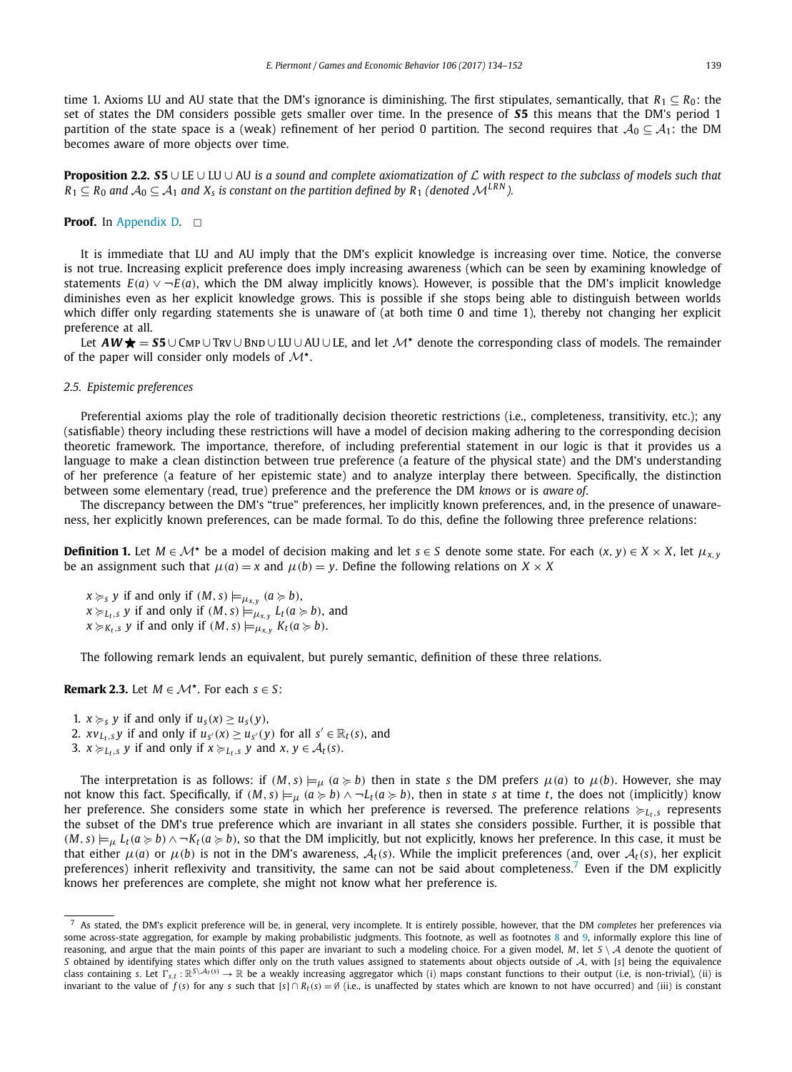time 1. Axioms LU and AU state that the DM's ignorance is diminishing. The first stipulates, semantically, that $R_1 \subseteq R_0$: the set of states the DM considers possible gets smaller over time. In the presence of ***S5*** this means that the DM's period 1 partition of the state space is a (weak) refinement of her period 0 partition. The second requires that $\mathcal{A}_0 \subseteq \mathcal{A}_1$: the DM becomes aware of more objects over time.

**Proposition 2.2.** *$\boldsymbol{S5} \cup$ LE $\cup$ LU $\cup$ AU is a sound and complete axiomatization of $\mathcal{L}$ with respect to the subclass of models such that $R_1 \subseteq R_0$ and $\mathcal{A}_0 \subseteq \mathcal{A}_1$ and $X_s$ is constant on the partition defined by $R_1$ (denoted $\mathcal{M}^{LRN}$).*

**Proof.** In Appendix D. $\square$

It is immediate that LU and AU imply that the DM's explicit knowledge is increasing over time. Notice, the converse is not true. Increasing explicit preference does imply increasing awareness (which can be seen by examining knowledge of statements $E(a) \vee \neg E(a)$, which the DM alway implicitly knows). However, is possible that the DM's implicit knowledge diminishes even as her explicit knowledge grows. This is possible if she stops being able to distinguish between worlds which differ only regarding statements she is unaware of (at both time 0 and time 1), thereby not changing her explicit preference at all.

Let $\boldsymbol{AW}\bigstar = \boldsymbol{S5} \cup$ CMP $\cup$ TRV $\cup$ BND $\cup$ LU $\cup$ AU $\cup$ LE, and let $\mathcal{M}^\star$ denote the corresponding class of models. The remainder of the paper will consider only models of $\mathcal{M}^\star$.

### 2.5. Epistemic preferences

Preferential axioms play the role of traditionally decision theoretic restrictions (i.e., completeness, transitivity, etc.); any (satisfiable) theory including these restrictions will have a model of decision making adhering to the corresponding decision theoretic framework. The importance, therefore, of including preferential statement in our logic is that it provides us a language to make a clean distinction between true preference (a feature of the physical state) and the DM's understanding of her preference (a feature of her epistemic state) and to analyze interplay there between. Specifically, the distinction between some elementary (read, true) preference and the preference the DM *knows* or is *aware of*.

The discrepancy between the DM's "true" preferences, her implicitly known preferences, and, in the presence of unawareness, her explicitly known preferences, can be made formal. To do this, define the following three preference relations:

**Definition 1.** Let $M \in \mathcal{M}^\star$ be a model of decision making and let $s \in S$ denote some state. For each $(x, y) \in X \times X$, let $\mu_{x,y}$ be an assignment such that $\mu(a) = x$ and $\mu(b) = y$. Define the following relations on $X \times X$

$x \succcurlyeq_s y$ if and only if $(M, s) \models_{\mu_{x,y}} (a \succcurlyeq b)$,
$x \succcurlyeq_{L_t,s} y$ if and only if $(M, s) \models_{\mu_{x,y}} L_t(a \succcurlyeq b)$, and
$x \succcurlyeq_{K_t,s} y$ if and only if $(M, s) \models_{\mu_{x,y}} K_t(a \succcurlyeq b)$.

The following remark lends an equivalent, but purely semantic, definition of these three relations.

**Remark 2.3.** Let $M \in \mathcal{M}^\star$. For each $s \in S$:

1. $x \succcurlyeq_s y$ if and only if $u_s(x) \geq u_s(y)$,
2. $x v_{L_t,s} y$ if and only if $u_{s'}(x) \geq u_{s'}(y)$ for all $s' \in \mathbb{R}_t(s)$, and
3. $x \succcurlyeq_{L_t,s} y$ if and only if $x \succcurlyeq_{L_t,s} y$ and $x, y \in \mathcal{A}_t(s)$.

The interpretation is as follows: if $(M, s) \models_\mu (a \succcurlyeq b)$ then in state $s$ the DM prefers $\mu(a)$ to $\mu(b)$. However, she may not know this fact. Specifically, if $(M, s) \models_\mu (a \succcurlyeq b) \wedge \neg L_t(a \succcurlyeq b)$, then in state $s$ at time $t$, the does not (implicitly) know her preference. She considers some state in which her preference is reversed. The preference relations $\succcurlyeq_{L_t,s}$ represents the subset of the DM's true preference which are invariant in all states she considers possible. Further, it is possible that $(M, s) \models_\mu L_t(a \succcurlyeq b) \wedge \neg K_t(a \succcurlyeq b)$, so that the DM implicitly, but not explicitly, knows her preference. In this case, it must be that either $\mu(a)$ or $\mu(b)$ is not in the DM's awareness, $\mathcal{A}_t(s)$. While the implicit preferences (and, over $\mathcal{A}_t(s)$, her explicit preferences) inherit reflexivity and transitivity, the same can not be said about completeness.[7] Even if the DM explicitly knows her preferences are complete, she might not know what her preference is.

[7] As stated, the DM's explicit preference will be, in general, very incomplete. It is entirely possible, however, that the DM *completes* her preferences via some across-state aggregation, for example by making probabilistic judgments. This footnote, as well as footnotes 8 and 9, informally explore this line of reasoning, and argue that the main points of this paper are invariant to such a modeling choice. For a given model, $M$, let $S \setminus \mathcal{A}$ denote the quotient of $S$ obtained by identifying states which differ only on the truth values assigned to statements about objects outside of $\mathcal{A}$, with $[s]$ being the equivalence class containing $s$. Let $\Gamma_{s,t} : \mathbb{R}^{S \setminus \mathcal{A}_t(s)} \to \mathbb{R}$ be a weakly increasing aggregator which (i) maps constant functions to their output (i.e, is non-trivial), (ii) is invariant to the value of $f(s)$ for any $s$ such that $[s] \cap R_t(s) = \emptyset$ (i.e., is unaffected by states which are known to not have occurred) and (iii) is constant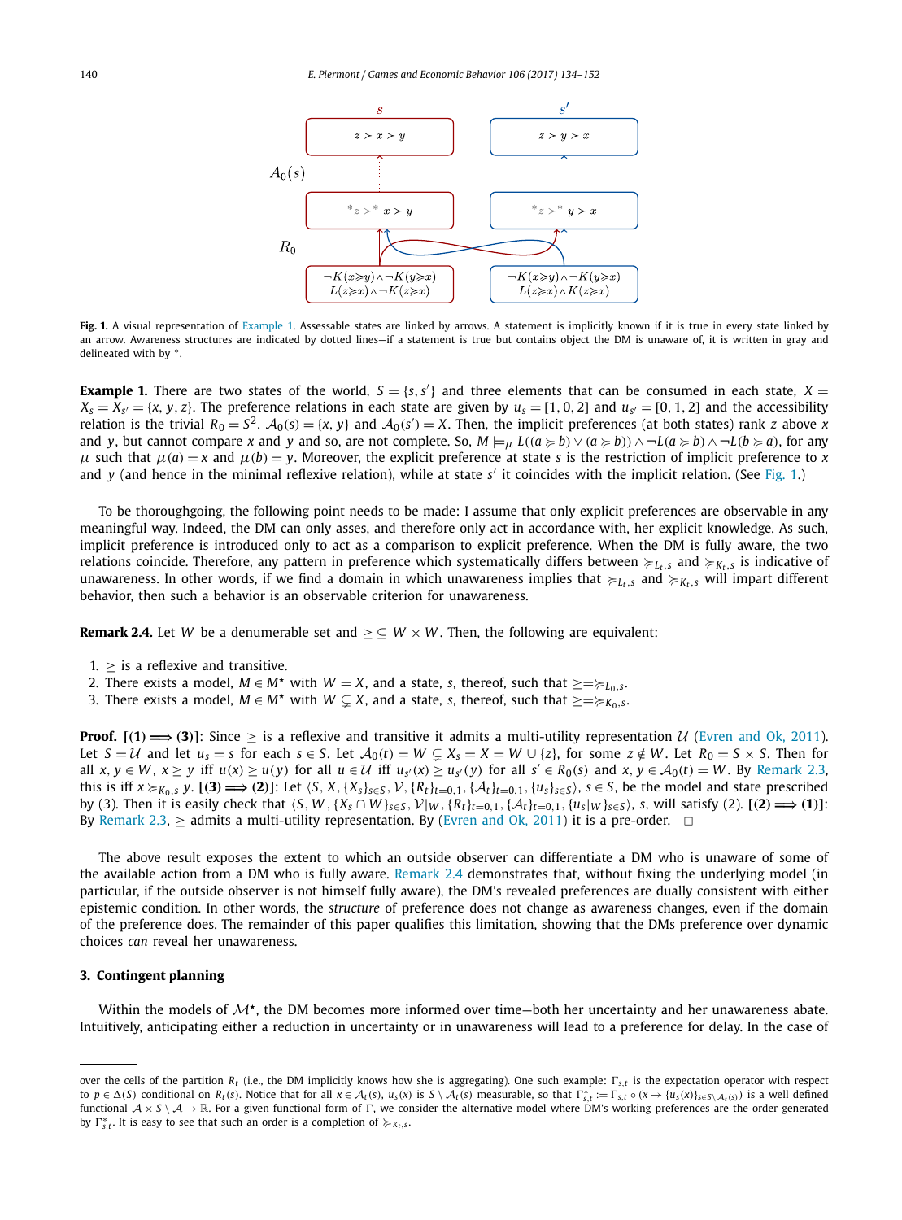**Fig. 1.** A visual representation of Example 1. Assessable states are linked by arrows. A statement is implicitly known if it is true in every state linked by an arrow. Awareness structures are indicated by dotted lines—if a statement is true but contains object the DM is unaware of, it is written in gray and delineated with by $^*$.

**Example 1.** There are two states of the world, $S = \{s, s'\}$ and three elements that can be consumed in each state, $X = X_s = X_{s'} = \{x, y, z\}$. The preference relations in each state are given by $u_s = [1, 0, 2]$ and $u_{s'} = [0, 1, 2]$ and the accessibility relation is the trivial $R_0 = S^2$. $\mathcal{A}_0(s) = \{x, y\}$ and $\mathcal{A}_0(s') = X$. Then, the implicit preferences (at both states) rank $z$ above $x$ and $y$, but cannot compare $x$ and $y$ and so, are not complete. So, $M \models_\mu L((a \succcurlyeq b) \vee (a \succcurlyeq b)) \wedge \neg L(a \succcurlyeq b) \wedge \neg L(b \succcurlyeq a)$, for any $\mu$ such that $\mu(a) = x$ and $\mu(b) = y$. Moreover, the explicit preference at state $s$ is the restriction of implicit preference to $x$ and $y$ (and hence in the minimal reflexive relation), while at state $s'$ it coincides with the implicit relation. (See Fig. 1.)

To be thoroughgoing, the following point needs to be made: I assume that only explicit preferences are observable in any meaningful way. Indeed, the DM can only asses, and therefore only act in accordance with, her explicit knowledge. As such, implicit preference is introduced only to act as a comparison to explicit preference. When the DM is fully aware, the two relations coincide. Therefore, any pattern in preference which systematically differs between $\succcurlyeq_{L_t,s}$ and $\succcurlyeq_{K_t,s}$ is indicative of unawareness. In other words, if we find a domain in which unawareness implies that $\succcurlyeq_{L_t,s}$ and $\succcurlyeq_{K_t,s}$ will impart different behavior, then such a behavior is an observable criterion for unawareness.

**Remark 2.4.** Let $W$ be a denumerable set and $\geq \subseteq W \times W$. Then, the following are equivalent:

1. $\geq$ is a reflexive and transitive.
2. There exists a model, $M \in M^\star$ with $W = X$, and a state, $s$, thereof, such that $\geq = \succcurlyeq_{L_0,s}$.
3. There exists a model, $M \in M^\star$ with $W \subsetneq X$, and a state, $s$, thereof, such that $\geq = \succcurlyeq_{K_0,s}$.

**Proof. [(1) $\Longrightarrow$ (3)]:** Since $\geq$ is a reflexive and transitive it admits a multi-utility representation $\mathcal{U}$ (Evren and Ok, 2011). Let $S = \mathcal{U}$ and let $u_s = s$ for each $s \in S$. Let $\mathcal{A}_0(t) = W \subsetneq X_s = X = W \cup \{z\}$, for some $z \notin W$. Let $R_0 = S \times S$. Then for all $x, y \in W$, $x \geq y$ iff $u(x) \geq u(y)$ for all $u \in \mathcal{U}$ iff $u_{s'}(x) \geq u_{s'}(y)$ for all $s' \in R_0(s)$ and $x, y \in \mathcal{A}_0(t) = W$. By Remark 2.3, this is iff $x \succcurlyeq_{K_0,s} y$. **[(3) $\Longrightarrow$ (2)]:** Let $\langle S, X, \{X_s\}_{s \in S}, \mathcal{V}, \{R_t\}_{t=0,1}, \{\mathcal{A}_t\}_{t=0,1}, \{u_s\}_{s \in S}\rangle$, $s \in S$, be the model and state prescribed by (3). Then it is easily check that $\langle S, W, \{X_s \cap W\}_{s \in S}, \mathcal{V}|_W, \{R_t\}_{t=0,1}, \{\mathcal{A}_t\}_{t=0,1}, \{u_s|_W\}_{s \in S}\rangle$, $s$, will satisfy (2). **[(2) $\Longrightarrow$ (1)]:** By Remark 2.3, $\geq$ admits a multi-utility representation. By (Evren and Ok, 2011) it is a pre-order. $\square$

The above result exposes the extent to which an outside observer can differentiate a DM who is unaware of some of the available action from a DM who is fully aware. Remark 2.4 demonstrates that, without fixing the underlying model (in particular, if the outside observer is not himself fully aware), the DM's revealed preferences are dually consistent with either epistemic condition. In other words, the *structure* of preference does not change as awareness changes, even if the domain of the preference does. The remainder of this paper qualifies this limitation, showing that the DMs preference over dynamic choices *can* reveal her unawareness.

## 3. Contingent planning

Within the models of $\mathcal{M}^\star$, the DM becomes more informed over time—both her uncertainty and her unawareness abate. Intuitively, anticipating either a reduction in uncertainty or in unawareness will lead to a preference for delay. In the case of

---

over the cells of the partition $R_t$ (i.e., the DM implicitly knows how she is aggregating). One such example: $\Gamma_{s,t}$ is the expectation operator with respect to $p \in \Delta(S)$ conditional on $R_t(s)$. Notice that for all $x \in \mathcal{A}_t(s)$, $u_s(x)$ is $S \setminus \mathcal{A}_t(s)$ measurable, so that $\Gamma^*_{s,t} := \Gamma_{s,t} \circ (x \mapsto \{u_s(x)\}_{s \in S \setminus \mathcal{A}_t(s)})$ is a well defined functional $\mathcal{A} \times S \setminus \mathcal{A} \to \mathbb{R}$. For a given functional form of $\Gamma$, we consider the alternative model where DM's working preferences are the order generated by $\Gamma^*_{s,t}$. It is easy to see that such an order is a completion of $\succcurlyeq_{K_t,s}$.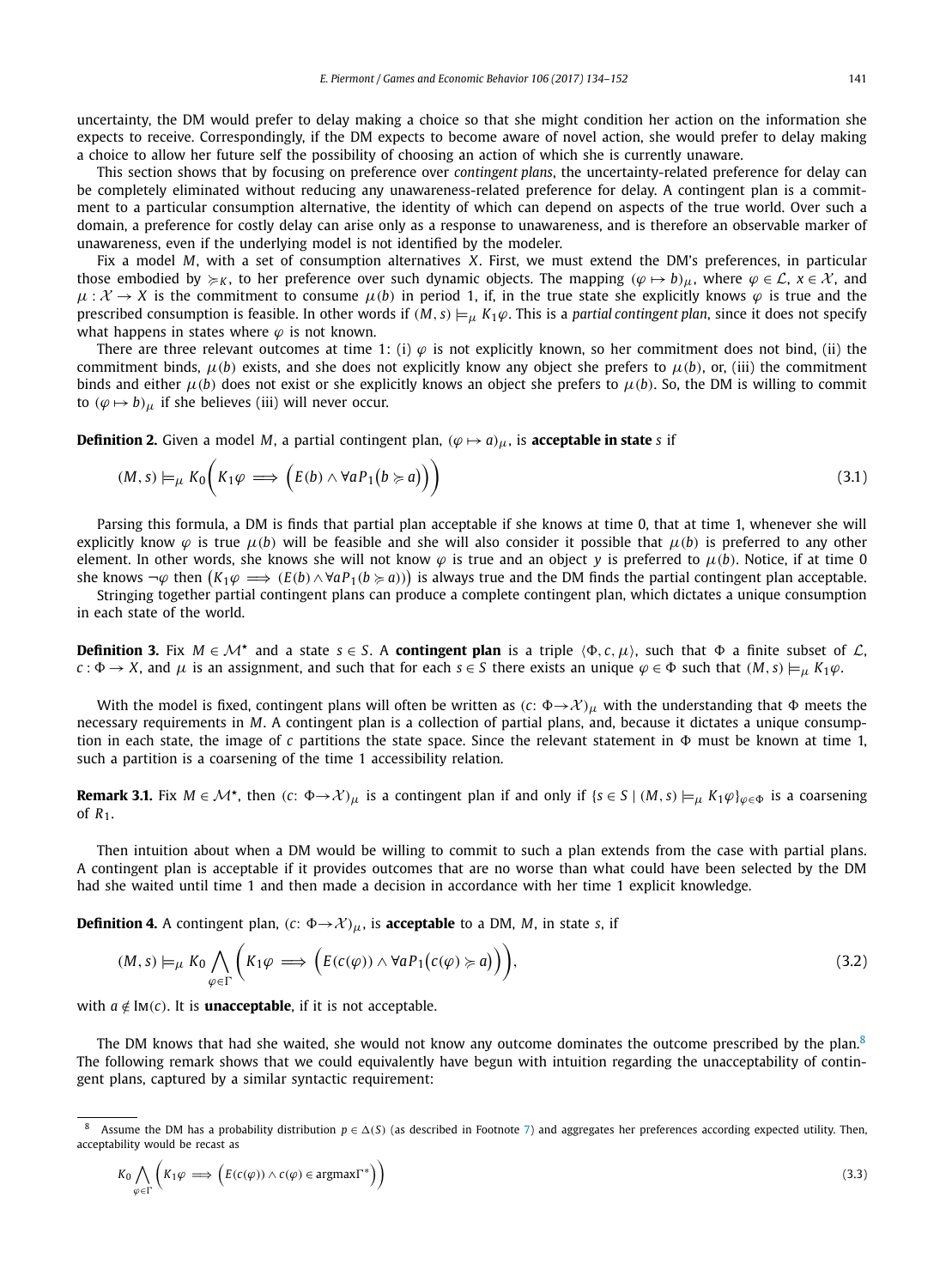uncertainty, the DM would prefer to delay making a choice so that she might condition her action on the information she expects to receive. Correspondingly, if the DM expects to become aware of novel action, she would prefer to delay making a choice to allow her future self the possibility of choosing an action of which she is currently unaware.

This section shows that by focusing on preference over *contingent plans*, the uncertainty-related preference for delay can be completely eliminated without reducing any unawareness-related preference for delay. A contingent plan is a commitment to a particular consumption alternative, the identity of which can depend on aspects of the true world. Over such a domain, a preference for costly delay can arise only as a response to unawareness, and is therefore an observable marker of unawareness, even if the underlying model is not identified by the modeler.

Fix a model $M$, with a set of consumption alternatives $X$. First, we must extend the DM's preferences, in particular those embodied by $\succcurlyeq_K$, to her preference over such dynamic objects. The mapping $(\varphi \mapsto b)_\mu$, where $\varphi \in \mathcal{L}$, $x \in \mathcal{X}$, and $\mu : \mathcal{X} \to X$ is the commitment to consume $\mu(b)$ in period 1, if, in the true state she explicitly knows $\varphi$ is true and the prescribed consumption is feasible. In other words if $(M,s) \models_\mu K_1\varphi$. This is a *partial contingent plan*, since it does not specify what happens in states where $\varphi$ is not known.

There are three relevant outcomes at time 1: (i) $\varphi$ is not explicitly known, so her commitment does not bind, (ii) the commitment binds, $\mu(b)$ exists, and she does not explicitly know any object she prefers to $\mu(b)$, or, (iii) the commitment binds and either $\mu(b)$ does not exist or she explicitly knows an object she prefers to $\mu(b)$. So, the DM is willing to commit to $(\varphi \mapsto b)_\mu$ if she believes (iii) will never occur.

**Definition 2.** Given a model $M$, a partial contingent plan, $(\varphi \mapsto a)_\mu$, is **acceptable in state** $s$ if

$$(M,s) \models_\mu K_0\bigg(K_1\varphi \implies \Big(E(b) \wedge \forall a P_1\big(b \succcurlyeq a\big)\Big)\bigg) \tag{3.1}$$

Parsing this formula, a DM is finds that partial plan acceptable if she knows at time 0, that at time 1, whenever she will explicitly know $\varphi$ is true $\mu(b)$ will be feasible and she will also consider it possible that $\mu(b)$ is preferred to any other element. In other words, she knows she will not know $\varphi$ is true and an object $y$ is preferred to $\mu(b)$. Notice, if at time 0 she knows $\neg\varphi$ then $\big(K_1\varphi \implies (E(b) \wedge \forall a P_1(b \succcurlyeq a))\big)$ is always true and the DM finds the partial contingent plan acceptable.

Stringing together partial contingent plans can produce a complete contingent plan, which dictates a unique consumption in each state of the world.

**Definition 3.** Fix $M \in \mathcal{M}^\star$ and a state $s \in S$. A **contingent plan** is a triple $\langle \Phi, c, \mu \rangle$, such that $\Phi$ a finite subset of $\mathcal{L}$, $c : \Phi \to X$, and $\mu$ is an assignment, and such that for each $s \in S$ there exists an unique $\varphi \in \Phi$ such that $(M,s) \models_\mu K_1\varphi$.

With the model is fixed, contingent plans will often be written as $(c\colon \Phi \to \mathcal{X})_\mu$ with the understanding that $\Phi$ meets the necessary requirements in $M$. A contingent plan is a collection of partial plans, and, because it dictates a unique consumption in each state, the image of $c$ partitions the state space. Since the relevant statement in $\Phi$ must be known at time 1, such a partition is a coarsening of the time 1 accessibility relation.

**Remark 3.1.** Fix $M \in \mathcal{M}^\star$, then $(c\colon \Phi \to \mathcal{X})_\mu$ is a contingent plan if and only if $\{s \in S \mid (M,s) \models_\mu K_1\varphi\}_{\varphi \in \Phi}$ is a coarsening of $R_1$.

Then intuition about when a DM would be willing to commit to such a plan extends from the case with partial plans. A contingent plan is acceptable if it provides outcomes that are no worse than what could have been selected by the DM had she waited until time 1 and then made a decision in accordance with her time 1 explicit knowledge.

**Definition 4.** A contingent plan, $(c\colon \Phi \to \mathcal{X})_\mu$, is **acceptable** to a DM, $M$, in state $s$, if

$$(M,s) \models_\mu K_0 \bigwedge_{\varphi \in \Gamma} \bigg(K_1\varphi \implies \Big(E(c(\varphi)) \wedge \forall a P_1\big(c(\varphi) \succcurlyeq a\big)\Big)\bigg), \tag{3.2}$$

with $a \notin \mathrm{Im}(c)$. It is **unacceptable**, if it is not acceptable.

The DM knows that had she waited, she would not know any outcome dominates the outcome prescribed by the plan.[8] The following remark shows that we could equivalently have begun with intuition regarding the unacceptability of contingent plans, captured by a similar syntactic requirement:

---

[8] Assume the DM has a probability distribution $p \in \Delta(S)$ (as described in Footnote 7) and aggregates her preferences according expected utility. Then, acceptability would be recast as

$$K_0 \bigwedge_{\varphi \in \Gamma} \Big(K_1\varphi \implies \Big(E(c(\varphi)) \wedge c(\varphi) \in \operatorname{argmax}\Gamma^*\Big)\Big) \tag{3.3}$$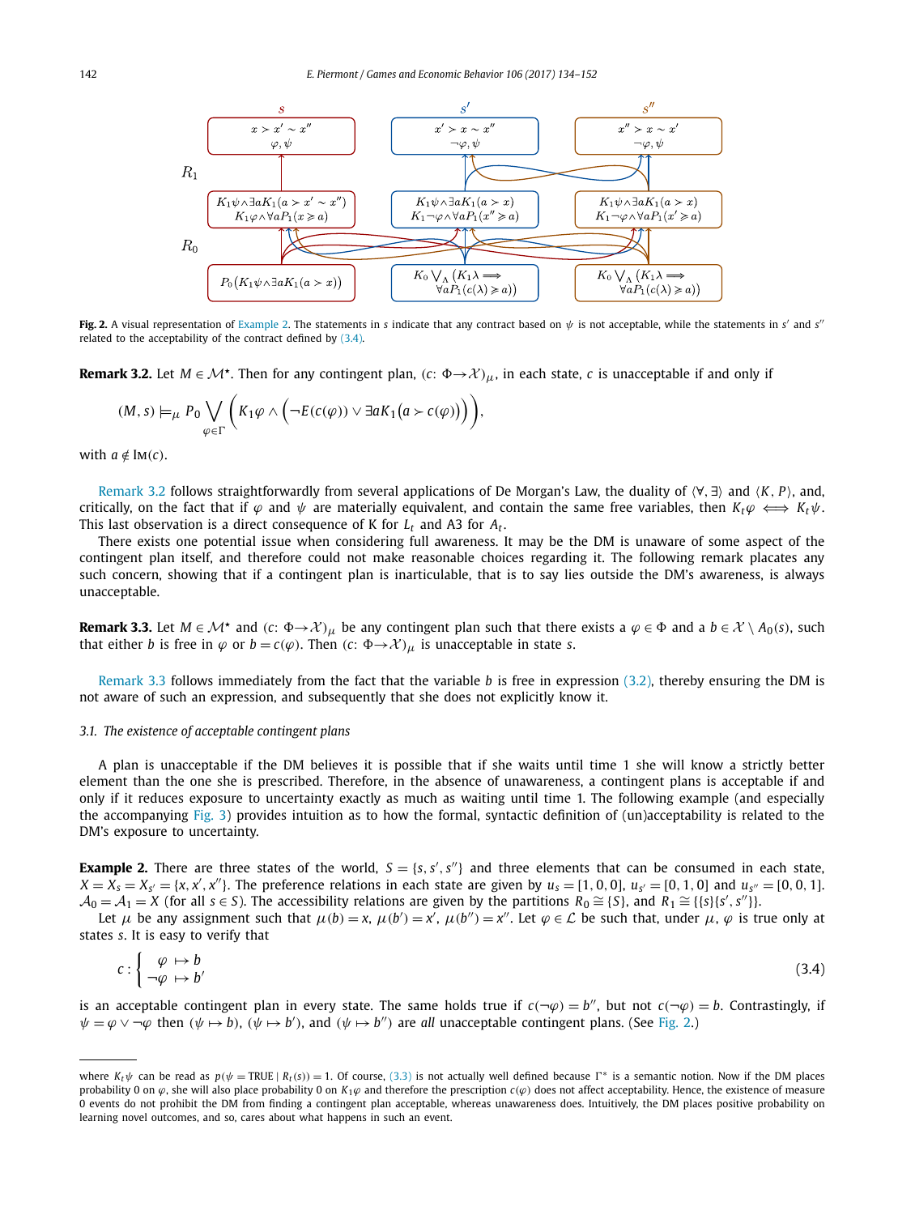Fig. 2. A visual representation of Example 2. The statements in $s$ indicate that any contract based on $\psi$ is not acceptable, while the statements in $s'$ and $s''$ related to the acceptability of the contract defined by (3.4).

**Remark 3.2.** Let $M \in \mathcal{M}^\star$. Then for any contingent plan, $(c: \Phi \to \mathcal{X})_\mu$, in each state, $c$ is unacceptable if and only if

$$(M, s) \models_\mu P_0 \bigvee_{\varphi \in \Gamma} \Big( K_1\varphi \wedge \big(\neg E(c(\varphi)) \vee \exists a K_1\big(a \succ c(\varphi)\big)\big) \Big),$$

with $a \notin \mathrm{IM}(c)$.

Remark 3.2 follows straightforwardly from several applications of De Morgan's Law, the duality of $\langle\forall, \exists\rangle$ and $\langle K, P\rangle$, and, critically, on the fact that if $\varphi$ and $\psi$ are materially equivalent, and contain the same free variables, then $K_t\varphi \iff K_t\psi$. This last observation is a direct consequence of K for $L_t$ and A3 for $A_t$.

There exists one potential issue when considering full awareness. It may be the DM is unaware of some aspect of the contingent plan itself, and therefore could not make reasonable choices regarding it. The following remark placates any such concern, showing that if a contingent plan is inarticulable, that is to say lies outside the DM's awareness, is always unacceptable.

**Remark 3.3.** Let $M \in \mathcal{M}^\star$ and $(c: \Phi \to \mathcal{X})_\mu$ be any contingent plan such that there exists a $\varphi \in \Phi$ and a $b \in \mathcal{X} \setminus A_0(s)$, such that either $b$ is free in $\varphi$ or $b = c(\varphi)$. Then $(c: \Phi \to \mathcal{X})_\mu$ is unacceptable in state $s$.

Remark 3.3 follows immediately from the fact that the variable $b$ is free in expression (3.2), thereby ensuring the DM is not aware of such an expression, and subsequently that she does not explicitly know it.

### 3.1. The existence of acceptable contingent plans

A plan is unacceptable if the DM believes it is possible that if she waits until time 1 she will know a strictly better element than the one she is prescribed. Therefore, in the absence of unawareness, a contingent plans is acceptable if and only if it reduces exposure to uncertainty exactly as much as waiting until time 1. The following example (and especially the accompanying Fig. 3) provides intuition as to how the formal, syntactic definition of (un)acceptability is related to the DM's exposure to uncertainty.

**Example 2.** There are three states of the world, $S = \{s, s', s''\}$ and three elements that can be consumed in each state, $X = X_s = X_{s'} = \{x, x', x''\}$. The preference relations in each state are given by $u_s = [1, 0, 0]$, $u_{s'} = [0, 1, 0]$ and $u_{s''} = [0, 0, 1]$. $\mathcal{A}_0 = \mathcal{A}_1 = X$ (for all $s \in S$). The accessibility relations are given by the partitions $R_0 \cong \{S\}$, and $R_1 \cong \{\{s\}\{s', s''\}\}$.

Let $\mu$ be any assignment such that $\mu(b) = x$, $\mu(b') = x'$, $\mu(b'') = x''$. Let $\varphi \in \mathcal{L}$ be such that, under $\mu$, $\varphi$ is true only at states $s$. It is easy to verify that

$$c : \begin{cases} \varphi \mapsto b \\ \neg\varphi \mapsto b' \end{cases} \tag{3.4}$$

is an acceptable contingent plan in every state. The same holds true if $c(\neg\varphi) = b''$, but not $c(\neg\varphi) = b$. Contrastingly, if $\psi = \varphi \vee \neg\varphi$ then $(\psi \mapsto b)$, $(\psi \mapsto b')$, and $(\psi \mapsto b'')$ are *all* unacceptable contingent plans. (See Fig. 2.)

---

where $K_t\psi$ can be read as $p(\psi = \text{TRUE} \mid R_t(s)) = 1$. Of course, (3.3) is not actually well defined because $\Gamma^*$ is a semantic notion. Now if the DM places probability 0 on $\varphi$, she will also place probability 0 on $K_1\varphi$ and therefore the prescription $c(\varphi)$ does not affect acceptability. Hence, the existence of measure 0 events do not prohibit the DM from finding a contingent plan acceptable, whereas unawareness does. Intuitively, the DM places positive probability on learning novel outcomes, and so, cares about what happens in such an event.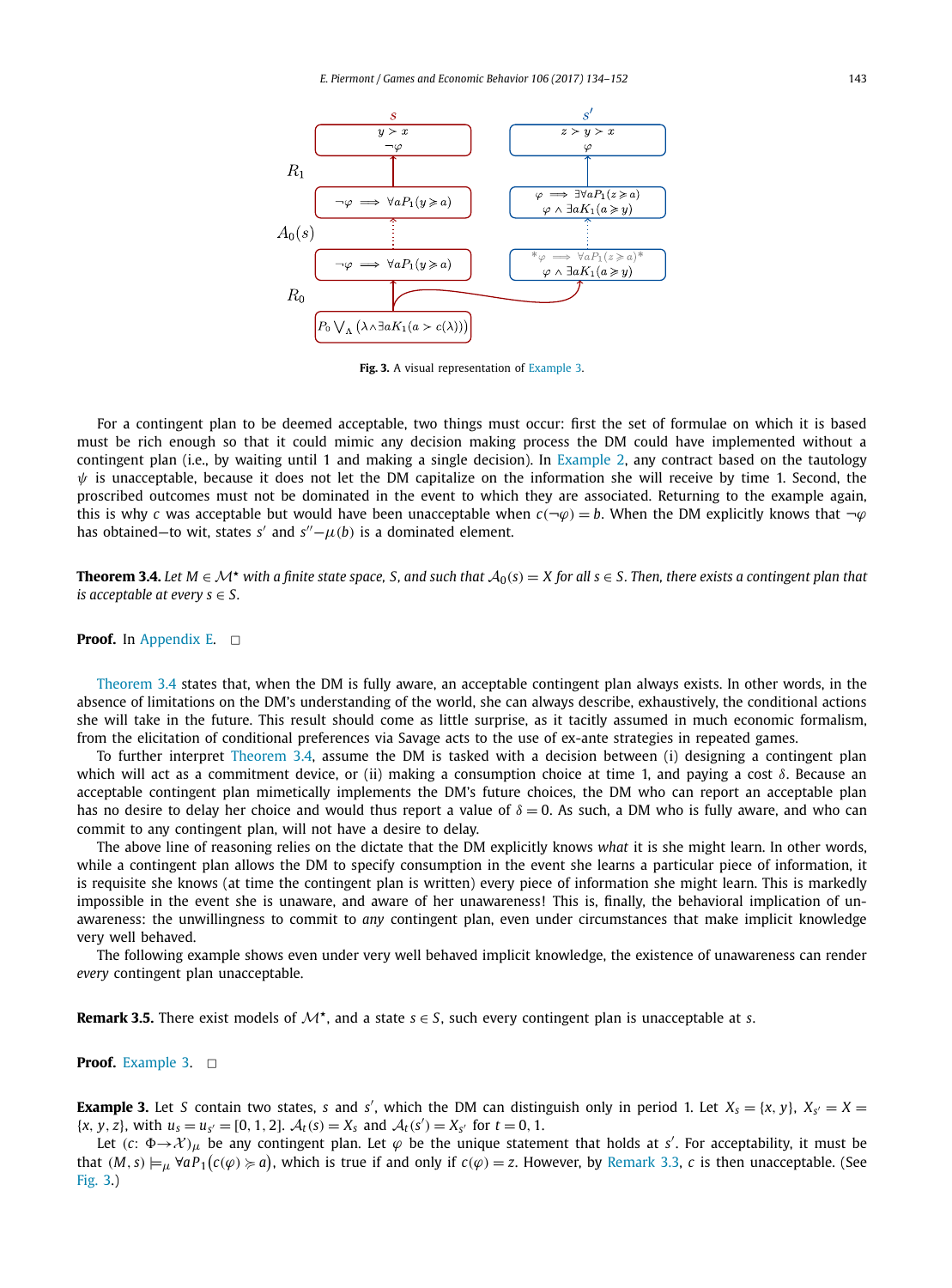**Fig. 3.** A visual representation of Example 3.

For a contingent plan to be deemed acceptable, two things must occur: first the set of formulae on which it is based must be rich enough so that it could mimic any decision making process the DM could have implemented without a contingent plan (i.e., by waiting until 1 and making a single decision). In Example 2, any contract based on the tautology $\psi$ is unacceptable, because it does not let the DM capitalize on the information she will receive by time 1. Second, the proscribed outcomes must not be dominated in the event to which they are associated. Returning to the example again, this is why $c$ was acceptable but would have been unacceptable when $c(\neg\varphi) = b$. When the DM explicitly knows that $\neg\varphi$ has obtained—to wit, states $s'$ and $s''$—$\mu(b)$ is a dominated element.

**Theorem 3.4.** *Let $M \in \mathcal{M}^\star$ with a finite state space, $S$, and such that $\mathcal{A}_0(s) = X$ for all $s \in S$. Then, there exists a contingent plan that is acceptable at every $s \in S$.*

**Proof.** In Appendix E. □

Theorem 3.4 states that, when the DM is fully aware, an acceptable contingent plan always exists. In other words, in the absence of limitations on the DM's understanding of the world, she can always describe, exhaustively, the conditional actions she will take in the future. This result should come as little surprise, as it tacitly assumed in much economic formalism, from the elicitation of conditional preferences via Savage acts to the use of ex-ante strategies in repeated games.

To further interpret Theorem 3.4, assume the DM is tasked with a decision between (i) designing a contingent plan which will act as a commitment device, or (ii) making a consumption choice at time 1, and paying a cost $\delta$. Because an acceptable contingent plan mimetically implements the DM's future choices, the DM who can report an acceptable plan has no desire to delay her choice and would thus report a value of $\delta = 0$. As such, a DM who is fully aware, and who can commit to any contingent plan, will not have a desire to delay.

The above line of reasoning relies on the dictate that the DM explicitly knows *what* it is she might learn. In other words, while a contingent plan allows the DM to specify consumption in the event she learns a particular piece of information, it is requisite she knows (at time the contingent plan is written) every piece of information she might learn. This is markedly impossible in the event she is unaware, and aware of her unawareness! This is, finally, the behavioral implication of unawareness: the unwillingness to commit to *any* contingent plan, even under circumstances that make implicit knowledge very well behaved.

The following example shows even under very well behaved implicit knowledge, the existence of unawareness can render *every* contingent plan unacceptable.

**Remark 3.5.** There exist models of $\mathcal{M}^\star$, and a state $s \in S$, such every contingent plan is unacceptable at $s$.

**Proof.** Example 3. □

**Example 3.** Let $S$ contain two states, $s$ and $s'$, which the DM can distinguish only in period 1. Let $X_s = \{x, y\}$, $X_{s'} = X = \{x, y, z\}$, with $u_s = u_{s'} = [0, 1, 2]$. $\mathcal{A}_t(s) = X_s$ and $\mathcal{A}_t(s') = X_{s'}$ for $t = 0, 1$.

Let $(c \colon \Phi \to \mathcal{X})_\mu$ be any contingent plan. Let $\varphi$ be the unique statement that holds at $s'$. For acceptability, it must be that $(M, s) \models_\mu \forall a P_1\big(c(\varphi) \succcurlyeq a\big)$, which is true if and only if $c(\varphi) = z$. However, by Remark 3.3, $c$ is then unacceptable. (See Fig. 3.)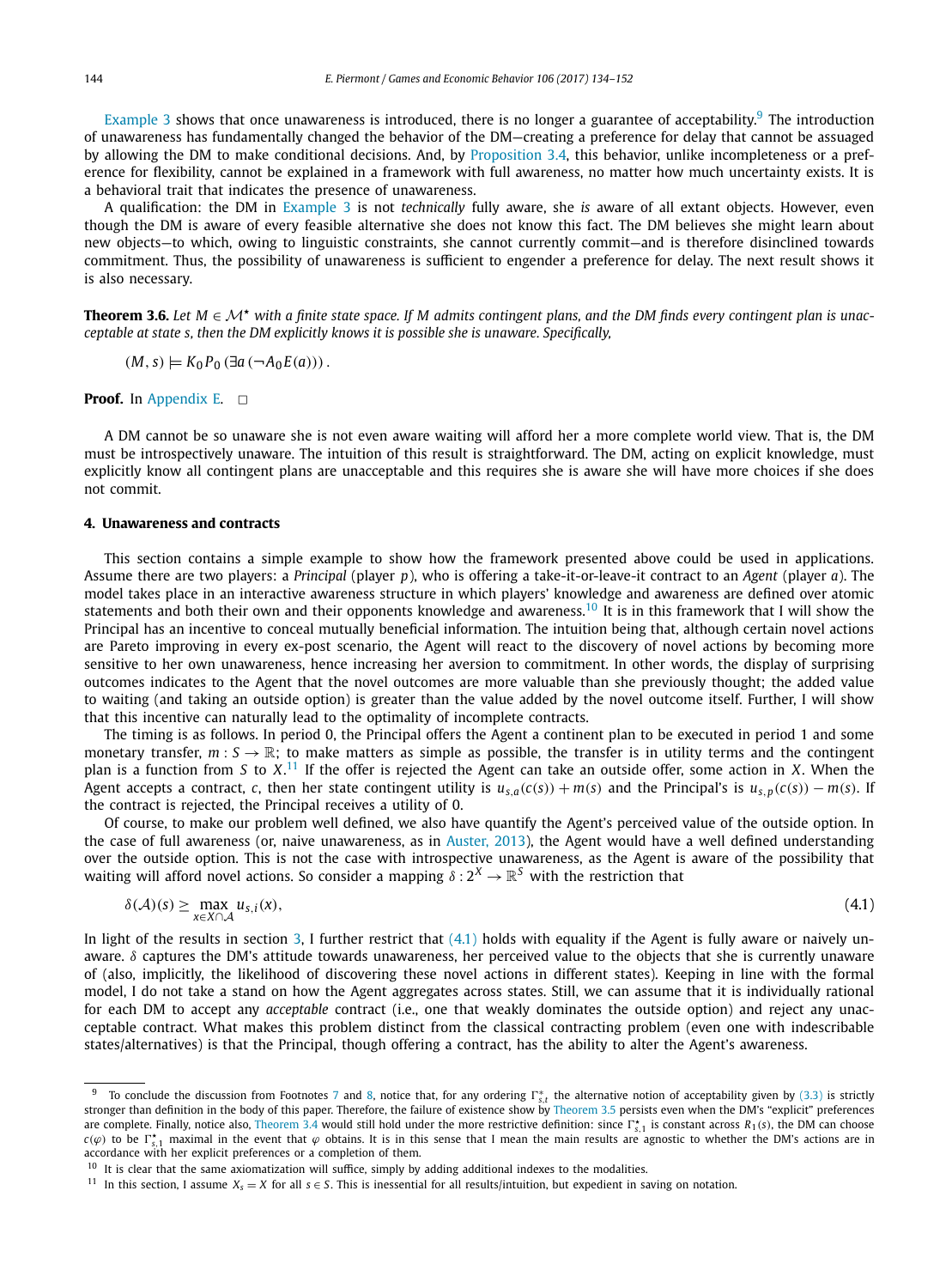Example 3 shows that once unawareness is introduced, there is no longer a guarantee of acceptability.[9] The introduction of unawareness has fundamentally changed the behavior of the DM—creating a preference for delay that cannot be assuaged by allowing the DM to make conditional decisions. And, by Proposition 3.4, this behavior, unlike incompleteness or a preference for flexibility, cannot be explained in a framework with full awareness, no matter how much uncertainty exists. It is a behavioral trait that indicates the presence of unawareness.

A qualification: the DM in Example 3 is not *technically* fully aware, she *is* aware of all extant objects. However, even though the DM is aware of every feasible alternative she does not know this fact. The DM believes she might learn about new objects—to which, owing to linguistic constraints, she cannot currently commit—and is therefore disinclined towards commitment. Thus, the possibility of unawareness is sufficient to engender a preference for delay. The next result shows it is also necessary.

**Theorem 3.6.** *Let $M \in \mathcal{M}^\star$ with a finite state space. If $M$ admits contingent plans, and the DM finds every contingent plan is unacceptable at state $s$, then the DM explicitly knows it is possible she is unaware. Specifically,*

$$(M, s) \models K_0 P_0 (\exists a (\neg A_0 E(a))) .$$

**Proof.** In Appendix E. $\square$

A DM cannot be so unaware she is not even aware waiting will afford her a more complete world view. That is, the DM must be introspectively unaware. The intuition of this result is straightforward. The DM, acting on explicit knowledge, must explicitly know all contingent plans are unacceptable and this requires she is aware she will have more choices if she does not commit.

## 4. Unawareness and contracts

This section contains a simple example to show how the framework presented above could be used in applications. Assume there are two players: a *Principal* (player $p$), who is offering a take-it-or-leave-it contract to an *Agent* (player $a$). The model takes place in an interactive awareness structure in which players' knowledge and awareness are defined over atomic statements and both their own and their opponents knowledge and awareness.[10] It is in this framework that I will show the Principal has an incentive to conceal mutually beneficial information. The intuition being that, although certain novel actions are Pareto improving in every ex-post scenario, the Agent will react to the discovery of novel actions by becoming more sensitive to her own unawareness, hence increasing her aversion to commitment. In other words, the display of surprising outcomes indicates to the Agent that the novel outcomes are more valuable than she previously thought; the added value to waiting (and taking an outside option) is greater than the value added by the novel outcome itself. Further, I will show that this incentive can naturally lead to the optimality of incomplete contracts.

The timing is as follows. In period 0, the Principal offers the Agent a continent plan to be executed in period 1 and some monetary transfer, $m : S \to \mathbb{R}$; to make matters as simple as possible, the transfer is in utility terms and the contingent plan is a function from $S$ to $X$.[11] If the offer is rejected the Agent can take an outside offer, some action in $X$. When the Agent accepts a contract, $c$, then her state contingent utility is $u_{s,a}(c(s)) + m(s)$ and the Principal's is $u_{s,p}(c(s)) - m(s)$. If the contract is rejected, the Principal receives a utility of 0.

Of course, to make our problem well defined, we also have quantify the Agent's perceived value of the outside option. In the case of full awareness (or, naive unawareness, as in Auster, 2013), the Agent would have a well defined understanding over the outside option. This is not the case with introspective unawareness, as the Agent is aware of the possibility that waiting will afford novel actions. So consider a mapping $\delta : 2^X \to \mathbb{R}^S$ with the restriction that

$$\delta(\mathcal{A})(s) \geq \max_{x \in X \cap \mathcal{A}} u_{s,i}(x), \tag{4.1}$$

In light of the results in section 3, I further restrict that (4.1) holds with equality if the Agent is fully aware or naively unaware. $\delta$ captures the DM's attitude towards unawareness, her perceived value to the objects that she is currently unaware of (also, implicitly, the likelihood of discovering these novel actions in different states). Keeping in line with the formal model, I do not take a stand on how the Agent aggregates across states. Still, we can assume that it is individually rational for each DM to accept any *acceptable* contract (i.e., one that weakly dominates the outside option) and reject any unacceptable contract. What makes this problem distinct from the classical contracting problem (even one with indescribable states/alternatives) is that the Principal, though offering a contract, has the ability to alter the Agent's awareness.

---

[9] To conclude the discussion from Footnotes 7 and 8, notice that, for any ordering $\Gamma^*_{s,t}$ the alternative notion of acceptability given by (3.3) is strictly stronger than definition in the body of this paper. Therefore, the failure of existence show by Theorem 3.5 persists even when the DM's "explicit" preferences are complete. Finally, notice also, Theorem 3.4 would still hold under the more restrictive definition: since $\Gamma^\star_{s,1}$ is constant across $R_1(s)$, the DM can choose $c(\varphi)$ to be $\Gamma^\star_{s,1}$ maximal in the event that $\varphi$ obtains. It is in this sense that I mean the main results are agnostic to whether the DM's actions are in accordance with her explicit preferences or a completion of them.

[10] It is clear that the same axiomatization will suffice, simply by adding additional indexes to the modalities.

[11] In this section, I assume $X_s = X$ for all $s \in S$. This is inessential for all results/intuition, but expedient in saving on notation.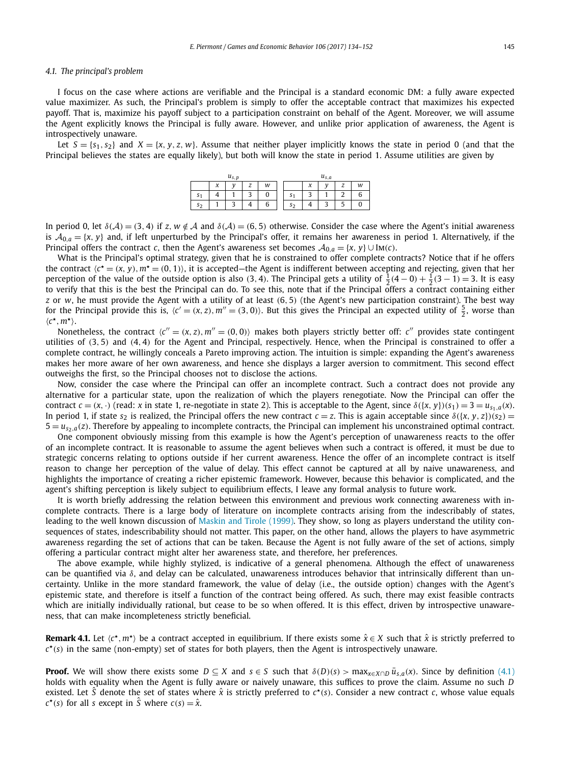### 4.1. The principal's problem

I focus on the case where actions are verifiable and the Principal is a standard economic DM: a fully aware expected value maximizer. As such, the Principal's problem is simply to offer the acceptable contract that maximizes his expected payoff. That is, maximize his payoff subject to a participation constraint on behalf of the Agent. Moreover, we will assume the Agent explicitly knows the Principal is fully aware. However, and unlike prior application of awareness, the Agent is introspectively unaware.

Let $S = \{s_1, s_2\}$ and $X = \{x, y, z, w\}$. Assume that neither player implicitly knows the state in period 0 (and that the Principal believes the states are equally likely), but both will know the state in period 1. Assume utilities are given by

| $u_{s,p}$ | $x$ | $y$ | $z$ | $w$ |
|---|---|---|---|---|
| $s_1$ | 4 | 1 | 3 | 0 |
| $s_2$ | 1 | 3 | 4 | 6 |

| $u_{s,a}$ | $x$ | $y$ | $z$ | $w$ |
|---|---|---|---|---|
| $s_1$ | 3 | 1 | 2 | 6 |
| $s_2$ | 4 | 3 | 5 | 0 |

In period 0, let $\delta(\mathcal{A}) = (3, 4)$ if $z, w \notin \mathcal{A}$ and $\delta(\mathcal{A}) = (6, 5)$ otherwise. Consider the case where the Agent's initial awareness is $\mathcal{A}_{0,a} = \{x, y\}$ and, if left unperturbed by the Principal's offer, it remains her awareness in period 1. Alternatively, if the Principal offers the contract $c$, then the Agent's awareness set becomes $\mathcal{A}_{0,a} = \{x, y\} \cup \text{Im}(c)$.

What is the Principal's optimal strategy, given that he is constrained to offer complete contracts? Notice that if he offers the contract $\langle c^\star = (x, y), m^\star = (0, 1) \rangle$, it is accepted—the Agent is indifferent between accepting and rejecting, given that her perception of the value of the outside option is also $(3, 4)$. The Principal gets a utility of $\frac{1}{2}(4 - 0) + \frac{1}{2}(3 - 1) = 3$. It is easy to verify that this is the best the Principal can do. To see this, note that if the Principal offers a contract containing either $z$ or $w$, he must provide the Agent with a utility of at least $(6, 5)$ (the Agent's new participation constraint). The best way for the Principal provide this is, $\langle c' = (x, z), m'' = (3, 0) \rangle$. But this gives the Principal an expected utility of $\frac{5}{2}$, worse than $\langle c^\star, m^\star \rangle$.

Nonetheless, the contract $\langle c'' = (x, z), m'' = (0, 0) \rangle$ makes both players strictly better off: $c''$ provides state contingent utilities of $(3, 5)$ and $(4, 4)$ for the Agent and Principal, respectively. Hence, when the Principal is constrained to offer a complete contract, he willingly conceals a Pareto improving action. The intuition is simple: expanding the Agent's awareness makes her more aware of her own awareness, and hence she displays a larger aversion to commitment. This second effect outweighs the first, so the Principal chooses not to disclose the actions.

Now, consider the case where the Principal can offer an incomplete contract. Such a contract does not provide any alternative for a particular state, upon the realization of which the players renegotiate. Now the Principal can offer the contract $c = (x, \cdot)$ (read: $x$ in state 1, re-negotiate in state 2). This is acceptable to the Agent, since $\delta(\{x, y\})(s_1) = 3 = u_{s_1,a}(x)$. In period 1, if state $s_2$ is realized, the Principal offers the new contract $c = z$. This is again acceptable since $\delta(\{x, y, z\})(s_2) = 5 = u_{s_2,a}(z)$. Therefore by appealing to incomplete contracts, the Principal can implement his unconstrained optimal contract.

One component obviously missing from this example is how the Agent's perception of unawareness reacts to the offer of an incomplete contract. It is reasonable to assume the agent believes when such a contract is offered, it must be due to strategic concerns relating to options outside if her current awareness. Hence the offer of an incomplete contract is itself reason to change her perception of the value of delay. This effect cannot be captured at all by naive unawareness, and highlights the importance of creating a richer epistemic framework. However, because this behavior is complicated, and the agent's shifting perception is likely subject to equilibrium effects, I leave any formal analysis to future work.

It is worth briefly addressing the relation between this environment and previous work connecting awareness with incomplete contracts. There is a large body of literature on incomplete contracts arising from the indescribably of states, leading to the well known discussion of Maskin and Tirole (1999). They show, so long as players understand the utility consequences of states, indescribability should not matter. This paper, on the other hand, allows the players to have asymmetric awareness regarding the set of actions that can be taken. Because the Agent is not fully aware of the set of actions, simply offering a particular contract might alter her awareness state, and therefore, her preferences.

The above example, while highly stylized, is indicative of a general phenomena. Although the effect of unawareness can be quantified via $\delta$, and delay can be calculated, unawareness introduces behavior that intrinsically different than uncertainty. Unlike in the more standard framework, the value of delay (i.e., the outside option) changes with the Agent's epistemic state, and therefore is itself a function of the contract being offered. As such, there may exist feasible contracts which are initially individually rational, but cease to be so when offered. It is this effect, driven by introspective unawareness, that can make incompleteness strictly beneficial.

**Remark 4.1.** Let $\langle c^\star, m^\star \rangle$ be a contract accepted in equilibrium. If there exists some $\hat{x} \in X$ such that $\hat{x}$ is strictly preferred to $c^\star(s)$ in the same (non-empty) set of states for both players, then the Agent is introspectively unaware.

**Proof.** We will show there exists some $D \subseteq X$ and $s \in S$ such that $\delta(D)(s) > \max_{x \in X \cap D} \bar{u}_{s,a}(x)$. Since by definition (4.1) holds with equality when the Agent is fully aware or naively unaware, this suffices to prove the claim. Assume no such $D$ existed. Let $\hat{S}$ denote the set of states where $\hat{x}$ is strictly preferred to $c^\star(s)$. Consider a new contract $c$, whose value equals $c^\star(s)$ for all $s$ except in $\hat{S}$ where $c(s) = \hat{x}$.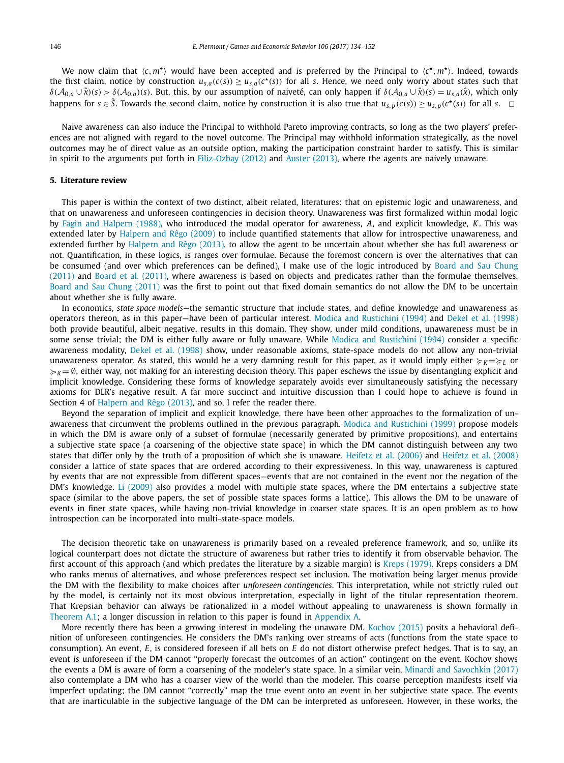We now claim that $\langle c, m^\star \rangle$ would have been accepted and is preferred by the Principal to $\langle c^\star, m^\star \rangle$. Indeed, towards the first claim, notice by construction $u_{s,a}(c(s)) \geq u_{s,a}(c^\star(s))$ for all $s$. Hence, we need only worry about states such that $\delta(\mathcal{A}_{0,a} \cup \hat{x})(s) > \delta(\mathcal{A}_{0,a})(s)$. But, this, by our assumption of naiveté, can only happen if $\delta(\mathcal{A}_{0,a} \cup \hat{x})(s) = u_{s,a}(\hat{x})$, which only happens for $s \in \hat{S}$. Towards the second claim, notice by construction it is also true that $u_{s,p}(c(s)) \geq u_{s,p}(c^\star(s))$ for all $s$. $\square$

Naive awareness can also induce the Principal to withhold Pareto improving contracts, so long as the two players' preferences are not aligned with regard to the novel outcome. The Principal may withhold information strategically, as the novel outcomes may be of direct value as an outside option, making the participation constraint harder to satisfy. This is similar in spirit to the arguments put forth in Filiz-Ozbay (2012) and Auster (2013), where the agents are naively unaware.

## 5. Literature review

This paper is within the context of two distinct, albeit related, literatures: that on epistemic logic and unawareness, and that on unawareness and unforeseen contingencies in decision theory. Unawareness was first formalized within modal logic by Fagin and Halpern (1988), who introduced the modal operator for awareness, $A$, and explicit knowledge, $K$. This was extended later by Halpern and Rêgo (2009) to include quantified statements that allow for introspective unawareness, and extended further by Halpern and Rêgo (2013), to allow the agent to be uncertain about whether she has full awareness or not. Quantification, in these logics, is ranges over formulae. Because the foremost concern is over the alternatives that can be consumed (and over which preferences can be defined), I make use of the logic introduced by Board and Sau Chung (2011) and Board et al. (2011), where awareness is based on objects and predicates rather than the formulae themselves. Board and Sau Chung (2011) was the first to point out that fixed domain semantics do not allow the DM to be uncertain about whether she is fully aware.

In economics, *state space models*—the semantic structure that include states, and define knowledge and unawareness as operators thereon, as in this paper—have been of particular interest. Modica and Rustichini (1994) and Dekel et al. (1998) both provide beautiful, albeit negative, results in this domain. They show, under mild conditions, unawareness must be in some sense trivial; the DM is either fully aware or fully unaware. While Modica and Rustichini (1994) consider a specific awareness modality, Dekel et al. (1998) show, under reasonable axioms, state-space models do not allow any non-trivial unawareness operator. As stated, this would be a very damning result for this paper, as it would imply either $\succcurlyeq_K = \succcurlyeq_L$ or $\succcurlyeq_K = \emptyset$, either way, not making for an interesting decision theory. This paper eschews the issue by disentangling explicit and implicit knowledge. Considering these forms of knowledge separately avoids ever simultaneously satisfying the necessary axioms for DLR's negative result. A far more succinct and intuitive discussion than I could hope to achieve is found in Section 4 of Halpern and Rêgo (2013), and so, I refer the reader there.

Beyond the separation of implicit and explicit knowledge, there have been other approaches to the formalization of unawareness that circumvent the problems outlined in the previous paragraph. Modica and Rustichini (1999) propose models in which the DM is aware only of a subset of formulae (necessarily generated by primitive propositions), and entertains a subjective state space (a coarsening of the objective state space) in which the DM cannot distinguish between any two states that differ only by the truth of a proposition of which she is unaware. Heifetz et al. (2006) and Heifetz et al. (2008) consider a lattice of state spaces that are ordered according to their expressiveness. In this way, unawareness is captured by events that are not expressible from different spaces—events that are not contained in the event nor the negation of the DM's knowledge. Li (2009) also provides a model with multiple state spaces, where the DM entertains a subjective state space (similar to the above papers, the set of possible state spaces forms a lattice). This allows the DM to be unaware of events in finer state spaces, while having non-trivial knowledge in coarser state spaces. It is an open problem as to how introspection can be incorporated into multi-state-space models.

The decision theoretic take on unawareness is primarily based on a revealed preference framework, and so, unlike its logical counterpart does not dictate the structure of awareness but rather tries to identify it from observable behavior. The first account of this approach (and which predates the literature by a sizable margin) is Kreps (1979). Kreps considers a DM who ranks menus of alternatives, and whose preferences respect set inclusion. The motivation being larger menus provide the DM with the flexibility to make choices after *unforeseen contingencies*. This interpretation, while not strictly ruled out by the model, is certainly not its most obvious interpretation, especially in light of the titular representation theorem. That Krepsian behavior can always be rationalized in a model without appealing to unawareness is shown formally in Theorem A.1; a longer discussion in relation to this paper is found in Appendix A.

More recently there has been a growing interest in modeling the unaware DM. Kochov (2015) posits a behavioral definition of unforeseen contingencies. He considers the DM's ranking over streams of acts (functions from the state space to consumption). An event, $E$, is considered foreseen if all bets on $E$ do not distort otherwise prefect hedges. That is to say, an event is unforeseen if the DM cannot "properly forecast the outcomes of an action" contingent on the event. Kochov shows the events a DM is aware of form a coarsening of the modeler's state space. In a similar vein, Minardi and Savochkin (2017) also contemplate a DM who has a coarser view of the world than the modeler. This coarse perception manifests itself via imperfect updating; the DM cannot "correctly" map the true event onto an event in her subjective state space. The events that are inarticulable in the subjective language of the DM can be interpreted as unforeseen. However, in these works, the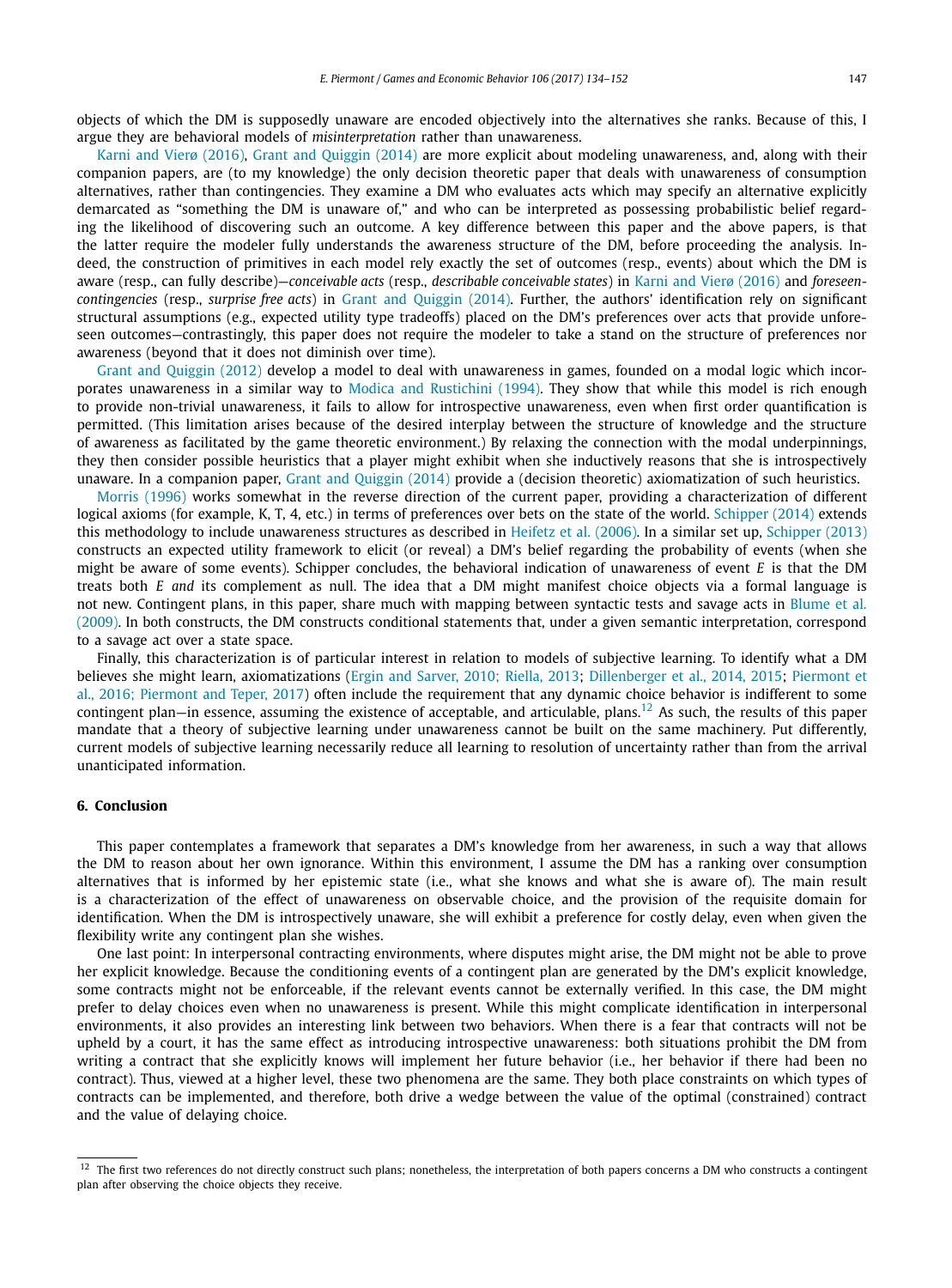objects of which the DM is supposedly unaware are encoded objectively into the alternatives she ranks. Because of this, I argue they are behavioral models of *misinterpretation* rather than unawareness.

Karni and Vierø (2016), Grant and Quiggin (2014) are more explicit about modeling unawareness, and, along with their companion papers, are (to my knowledge) the only decision theoretic paper that deals with unawareness of consumption alternatives, rather than contingencies. They examine a DM who evaluates acts which may specify an alternative explicitly demarcated as "something the DM is unaware of," and who can be interpreted as possessing probabilistic belief regarding the likelihood of discovering such an outcome. A key difference between this paper and the above papers, is that the latter require the modeler fully understands the awareness structure of the DM, before proceeding the analysis. Indeed, the construction of primitives in each model rely exactly the set of outcomes (resp., events) about which the DM is aware (resp., can fully describe)—*conceivable acts* (resp., *describable conceivable states*) in Karni and Vierø (2016) and *foreseen-contingencies* (resp., *surprise free acts*) in Grant and Quiggin (2014). Further, the authors' identification rely on significant structural assumptions (e.g., expected utility type tradeoffs) placed on the DM's preferences over acts that provide unforeseen outcomes—contrastingly, this paper does not require the modeler to take a stand on the structure of preferences nor awareness (beyond that it does not diminish over time).

Grant and Quiggin (2012) develop a model to deal with unawareness in games, founded on a modal logic which incorporates unawareness in a similar way to Modica and Rustichini (1994). They show that while this model is rich enough to provide non-trivial unawareness, it fails to allow for introspective unawareness, even when first order quantification is permitted. (This limitation arises because of the desired interplay between the structure of knowledge and the structure of awareness as facilitated by the game theoretic environment.) By relaxing the connection with the modal underpinnings, they then consider possible heuristics that a player might exhibit when she inductively reasons that she is introspectively unaware. In a companion paper, Grant and Quiggin (2014) provide a (decision theoretic) axiomatization of such heuristics.

Morris (1996) works somewhat in the reverse direction of the current paper, providing a characterization of different logical axioms (for example, K, T, 4, etc.) in terms of preferences over bets on the state of the world. Schipper (2014) extends this methodology to include unawareness structures as described in Heifetz et al. (2006). In a similar set up, Schipper (2013) constructs an expected utility framework to elicit (or reveal) a DM's belief regarding the probability of events (when she might be aware of some events). Schipper concludes, the behavioral indication of unawareness of event $E$ is that the DM treats both $E$ *and* its complement as null. The idea that a DM might manifest choice objects via a formal language is not new. Contingent plans, in this paper, share much with mapping between syntactic tests and savage acts in Blume et al. (2009). In both constructs, the DM constructs conditional statements that, under a given semantic interpretation, correspond to a savage act over a state space.

Finally, this characterization is of particular interest in relation to models of subjective learning. To identify what a DM believes she might learn, axiomatizations (Ergin and Sarver, 2010; Riella, 2013; Dillenberger et al., 2014, 2015; Piermont et al., 2016; Piermont and Teper, 2017) often include the requirement that any dynamic choice behavior is indifferent to some contingent plan—in essence, assuming the existence of acceptable, and articulable, plans.[12] As such, the results of this paper mandate that a theory of subjective learning under unawareness cannot be built on the same machinery. Put differently, current models of subjective learning necessarily reduce all learning to resolution of uncertainty rather than from the arrival unanticipated information.

## 6. Conclusion

This paper contemplates a framework that separates a DM's knowledge from her awareness, in such a way that allows the DM to reason about her own ignorance. Within this environment, I assume the DM has a ranking over consumption alternatives that is informed by her epistemic state (i.e., what she knows and what she is aware of). The main result is a characterization of the effect of unawareness on observable choice, and the provision of the requisite domain for identification. When the DM is introspectively unaware, she will exhibit a preference for costly delay, even when given the flexibility write any contingent plan she wishes.

One last point: In interpersonal contracting environments, where disputes might arise, the DM might not be able to prove her explicit knowledge. Because the conditioning events of a contingent plan are generated by the DM's explicit knowledge, some contracts might not be enforceable, if the relevant events cannot be externally verified. In this case, the DM might prefer to delay choices even when no unawareness is present. While this might complicate identification in interpersonal environments, it also provides an interesting link between two behaviors. When there is a fear that contracts will not be upheld by a court, it has the same effect as introducing introspective unawareness: both situations prohibit the DM from writing a contract that she explicitly knows will implement her future behavior (i.e., her behavior if there had been no contract). Thus, viewed at a higher level, these two phenomena are the same. They both place constraints on which types of contracts can be implemented, and therefore, both drive a wedge between the value of the optimal (constrained) contract and the value of delaying choice.

---

[12] The first two references do not directly construct such plans; nonetheless, the interpretation of both papers concerns a DM who constructs a contingent plan after observing the choice objects they receive.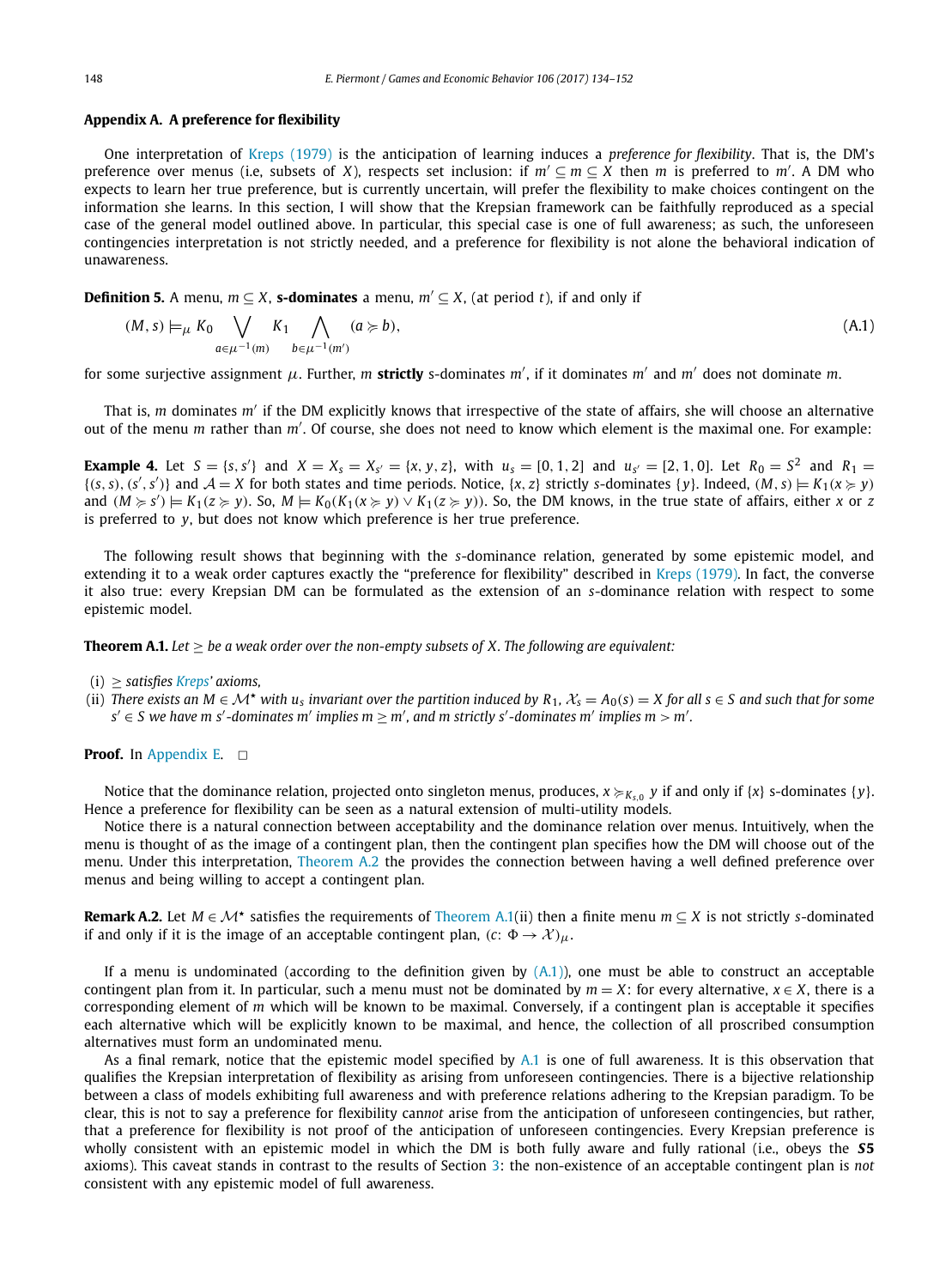## Appendix A. A preference for flexibility

One interpretation of Kreps (1979) is the anticipation of learning induces a *preference for flexibility*. That is, the DM's preference over menus (i.e, subsets of $X$), respects set inclusion: if $m' \subseteq m \subseteq X$ then $m$ is preferred to $m'$. A DM who expects to learn her true preference, but is currently uncertain, will prefer the flexibility to make choices contingent on the information she learns. In this section, I will show that the Krepsian framework can be faithfully reproduced as a special case of the general model outlined above. In particular, this special case is one of full awareness; as such, the unforeseen contingencies interpretation is not strictly needed, and a preference for flexibility is not alone the behavioral indication of unawareness.

**Definition 5.** A menu, $m \subseteq X$, **s-dominates** a menu, $m' \subseteq X$, (at period $t$), if and only if

$$(M, s) \models_\mu K_0 \bigvee_{a \in \mu^{-1}(m)} K_1 \bigwedge_{b \in \mu^{-1}(m')} (a \succcurlyeq b), \tag{A.1}$$

for some surjective assignment $\mu$. Further, $m$ **strictly** s-dominates $m'$, if it dominates $m'$ and $m'$ does not dominate $m$.

That is, $m$ dominates $m'$ if the DM explicitly knows that irrespective of the state of affairs, she will choose an alternative out of the menu $m$ rather than $m'$. Of course, she does not need to know which element is the maximal one. For example:

**Example 4.** Let $S = \{s, s'\}$ and $X = X_s = X_{s'} = \{x, y, z\}$, with $u_s = [0, 1, 2]$ and $u_{s'} = [2, 1, 0]$. Let $R_0 = S^2$ and $R_1 = \{(s, s), (s', s')\}$ and $\mathcal{A} = X$ for both states and time periods. Notice, $\{x, z\}$ strictly $s$-dominates $\{y\}$. Indeed, $(M, s) \models K_1(x \succcurlyeq y)$ and $(M \succcurlyeq s') \models K_1(z \succcurlyeq y)$. So, $M \models K_0(K_1(x \succcurlyeq y) \vee K_1(z \succcurlyeq y))$. So, the DM knows, in the true state of affairs, either $x$ or $z$ is preferred to $y$, but does not know which preference is her true preference.

The following result shows that beginning with the $s$-dominance relation, generated by some epistemic model, and extending it to a weak order captures exactly the "preference for flexibility" described in Kreps (1979). In fact, the converse it also true: every Krepsian DM can be formulated as the extension of an $s$-dominance relation with respect to some epistemic model.

**Theorem A.1.** *Let $\geq$ be a weak order over the non-empty subsets of $X$. The following are equivalent:*

(i) *$\geq$ satisfies Kreps' axioms,*
(ii) *There exists an $M \in \mathcal{M}^\star$ with $u_s$ invariant over the partition induced by $R_1$, $\mathcal{X}_s = A_0(s) = X$ for all $s \in S$ and such that for some $s' \in S$ we have $m$ $s'$-dominates $m'$ implies $m \geq m'$, and $m$ strictly $s'$-dominates $m'$ implies $m > m'$.*

**Proof.** In Appendix E. $\square$

Notice that the dominance relation, projected onto singleton menus, produces, $x \succcurlyeq_{K_{s,0}} y$ if and only if $\{x\}$ s-dominates $\{y\}$. Hence a preference for flexibility can be seen as a natural extension of multi-utility models.

Notice there is a natural connection between acceptability and the dominance relation over menus. Intuitively, when the menu is thought of as the image of a contingent plan, then the contingent plan specifies how the DM will choose out of the menu. Under this interpretation, Theorem A.2 the provides the connection between having a well defined preference over menus and being willing to accept a contingent plan.

**Remark A.2.** Let $M \in \mathcal{M}^\star$ satisfies the requirements of Theorem A.1(ii) then a finite menu $m \subseteq X$ is not strictly $s$-dominated if and only if it is the image of an acceptable contingent plan, $(c\colon \Phi \to \mathcal{X})_\mu$.

If a menu is undominated (according to the definition given by (A.1)), one must be able to construct an acceptable contingent plan from it. In particular, such a menu must not be dominated by $m = X$: for every alternative, $x \in X$, there is a corresponding element of $m$ which will be known to be maximal. Conversely, if a contingent plan is acceptable it specifies each alternative which will be explicitly known to be maximal, and hence, the collection of all proscribed consumption alternatives must form an undominated menu.

As a final remark, notice that the epistemic model specified by A.1 is one of full awareness. It is this observation that qualifies the Krepsian interpretation of flexibility as arising from unforeseen contingencies. There is a bijective relationship between a class of models exhibiting full awareness and with preference relations adhering to the Krepsian paradigm. To be clear, this is not to say a preference for flexibility can*not* arise from the anticipation of unforeseen contingencies, but rather, that a preference for flexibility is not proof of the anticipation of unforeseen contingencies. Every Krepsian preference is wholly consistent with an epistemic model in which the DM is both fully aware and fully rational (i.e., obeys the ***S5*** axioms). This caveat stands in contrast to the results of Section 3: the non-existence of an acceptable contingent plan is *not* consistent with any epistemic model of full awareness.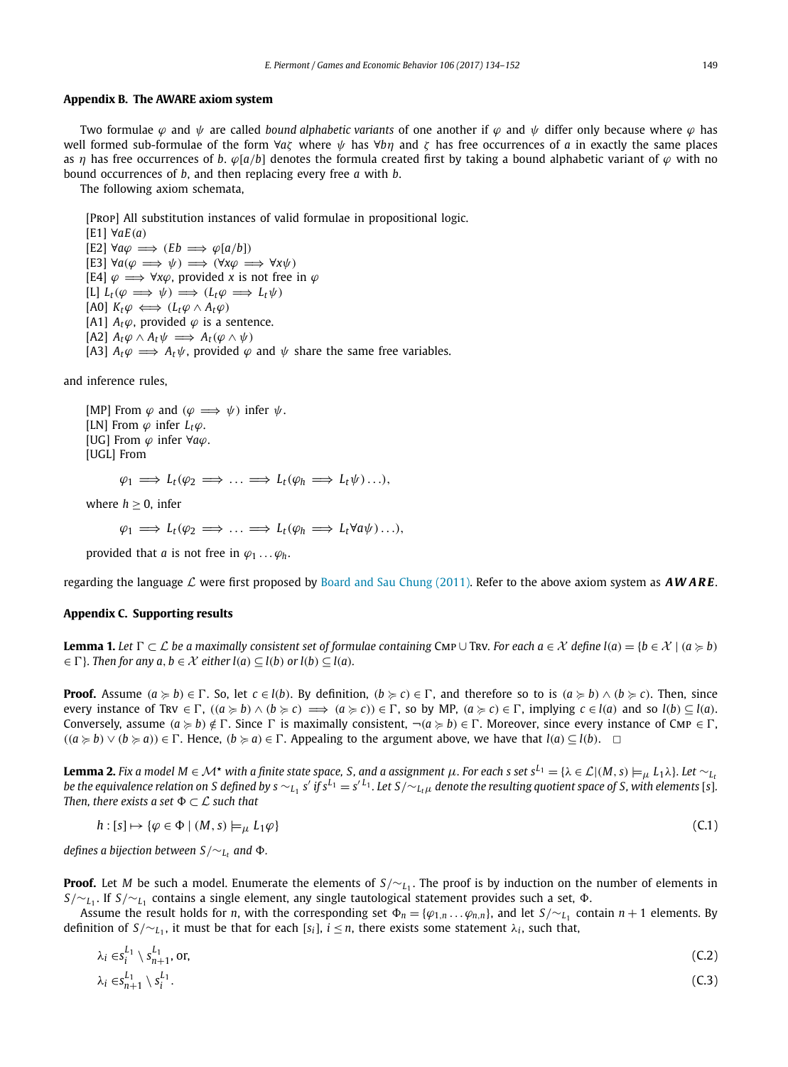## Appendix B. The AWARE axiom system

Two formulae $\varphi$ and $\psi$ are called *bound alphabetic variants* of one another if $\varphi$ and $\psi$ differ only because where $\varphi$ has well formed sub-formulae of the form $\forall a\zeta$ where $\psi$ has $\forall b\eta$ and $\zeta$ has free occurrences of $a$ in exactly the same places as $\eta$ has free occurrences of $b$. $\varphi[a/b]$ denotes the formula created first by taking a bound alphabetic variant of $\varphi$ with no bound occurrences of $b$, and then replacing every free $a$ with $b$.

The following axiom schemata,

[Prop] All substitution instances of valid formulae in propositional logic.
[E1] $\forall a E(a)$
[E2] $\forall a\varphi \implies (Eb \implies \varphi[a/b])$
[E3] $\forall a(\varphi \implies \psi) \implies (\forall x\varphi \implies \forall x\psi)$
[E4] $\varphi \implies \forall x\varphi$, provided $x$ is not free in $\varphi$
[L] $L_t(\varphi \implies \psi) \implies (L_t\varphi \implies L_t\psi)$
[A0] $K_t\varphi \iff (L_t\varphi \wedge A_t\varphi)$
[A1] $A_t\varphi$, provided $\varphi$ is a sentence.
[A2] $A_t\varphi \wedge A_t\psi \implies A_t(\varphi \wedge \psi)$
[A3] $A_t\varphi \implies A_t\psi$, provided $\varphi$ and $\psi$ share the same free variables.

and inference rules,

[MP] From $\varphi$ and $(\varphi \implies \psi)$ infer $\psi$.
[LN] From $\varphi$ infer $L_t\varphi$.
[UG] From $\varphi$ infer $\forall a\varphi$.
[UGL] From

$$\varphi_1 \implies L_t(\varphi_2 \implies \ldots \implies L_t(\varphi_h \implies L_t\psi)\ldots),$$

where $h \geq 0$, infer

$$\varphi_1 \implies L_t(\varphi_2 \implies \ldots \implies L_t(\varphi_h \implies L_t\forall a\psi)\ldots),$$

provided that $a$ is not free in $\varphi_1 \ldots \varphi_h$.

regarding the language $\mathcal{L}$ were first proposed by Board and Sau Chung (2011). Refer to the above axiom system as ***AWARE***.

## Appendix C. Supporting results

**Lemma 1.** *Let $\Gamma \subset \mathcal{L}$ be a maximally consistent set of formulae containing* Cmp $\cup$ Trv. *For each $a \in \mathcal{X}$ define $l(a) = \{b \in \mathcal{X} \mid (a \succcurlyeq b) \in \Gamma\}$. Then for any $a, b \in \mathcal{X}$ either $l(a) \subseteq l(b)$ or $l(b) \subseteq l(a)$.*

**Proof.** Assume $(a \succcurlyeq b) \in \Gamma$. So, let $c \in l(b)$. By definition, $(b \succcurlyeq c) \in \Gamma$, and therefore so to is $(a \succcurlyeq b) \wedge (b \succcurlyeq c)$. Then, since every instance of Trv $\in \Gamma$, $((a \succcurlyeq b) \wedge (b \succcurlyeq c) \implies (a \succcurlyeq c)) \in \Gamma$, so by MP, $(a \succcurlyeq c) \in \Gamma$, implying $c \in l(a)$ and so $l(b) \subseteq l(a)$. Conversely, assume $(a \succcurlyeq b) \notin \Gamma$. Since $\Gamma$ is maximally consistent, $\neg(a \succcurlyeq b) \in \Gamma$. Moreover, since every instance of Cmp $\in \Gamma$, $((a \succcurlyeq b) \vee (b \succcurlyeq a)) \in \Gamma$. Hence, $(b \succcurlyeq a) \in \Gamma$. Appealing to the argument above, we have that $l(a) \subseteq l(b)$. $\square$

**Lemma 2.** *Fix a model $M \in \mathcal{M}^\star$ with a finite state space, $S$, and a assignment $\mu$. For each $s$ set $s^{L_1} = \{\lambda \in \mathcal{L} | (M, s) \models_\mu L_1\lambda\}$. Let $\sim_{L_t}$ be the equivalence relation on $S$ defined by $s \sim_{L_1} s'$ if $s^{L_1} = s'^{L_1}$. Let $S/{\sim_{L_t\mu}}$ denote the resulting quotient space of $S$, with elements $[s]$. Then, there exists a set $\Phi \subset \mathcal{L}$ such that*

$$h : [s] \mapsto \{\varphi \in \Phi \mid (M, s) \models_\mu L_1\varphi\} \tag{C.1}$$

*defines a bijection between $S/{\sim_{L_t}}$ and $\Phi$.*

**Proof.** Let $M$ be such a model. Enumerate the elements of $S/{\sim_{L_1}}$. The proof is by induction on the number of elements in $S/{\sim_{L_1}}$. If $S/{\sim_{L_1}}$ contains a single element, any single tautological statement provides such a set, $\Phi$.

Assume the result holds for $n$, with the corresponding set $\Phi_n = \{\varphi_{1,n} \ldots \varphi_{n,n}\}$, and let $S/{\sim_{L_1}}$ contain $n+1$ elements. By definition of $S/{\sim_{L_1}}$, it must be that for each $[s_i]$, $i \leq n$, there exists some statement $\lambda_i$, such that,

$$\lambda_i \in s_i^{L_1} \setminus s_{n+1}^{L_1}, \text{ or,} \tag{C.2}$$

$$\lambda_i \in s_{n+1}^{L_1} \setminus s_i^{L_1}. \tag{C.3}$$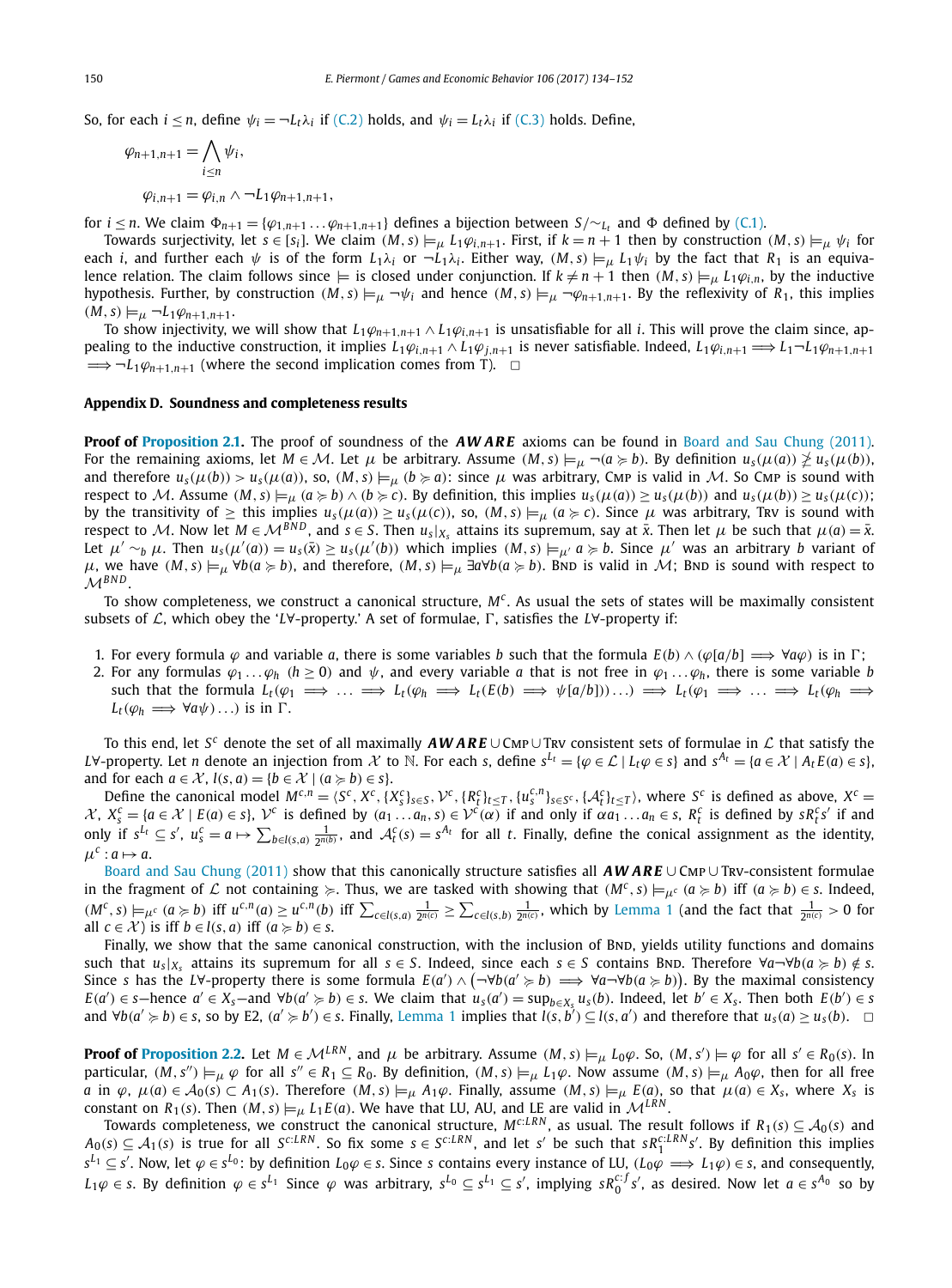So, for each $i \leq n$, define $\psi_i = \neg L_t \lambda_i$ if (C.2) holds, and $\psi_i = L_t \lambda_i$ if (C.3) holds. Define,

$$\varphi_{n+1,n+1} = \bigwedge_{i \leq n} \psi_i,$$

$$\varphi_{i,n+1} = \varphi_{i,n} \wedge \neg L_1 \varphi_{n+1,n+1},$$

for $i \leq n$. We claim $\Phi_{n+1} = \{\varphi_{1,n+1} \ldots \varphi_{n+1,n+1}\}$ defines a bijection between $S/\sim_{L_t}$ and $\Phi$ defined by (C.1).

Towards surjectivity, let $s \in [s_i]$. We claim $(M, s) \models_\mu L_1 \varphi_{i,n+1}$. First, if $k = n+1$ then by construction $(M, s) \models_\mu \psi_i$ for each $i$, and further each $\psi$ is of the form $L_1 \lambda_i$ or $\neg L_1 \lambda_i$. Either way, $(M, s) \models_\mu L_1 \psi_i$ by the fact that $R_1$ is an equivalence relation. The claim follows since $\models$ is closed under conjunction. If $k \neq n+1$ then $(M, s) \models_\mu L_1 \varphi_{i,n}$, by the inductive hypothesis. Further, by construction $(M, s) \models_\mu \neg \psi_i$ and hence $(M, s) \models_\mu \neg \varphi_{n+1,n+1}$. By the reflexivity of $R_1$, this implies $(M, s) \models_\mu \neg L_1 \varphi_{n+1,n+1}$.

To show injectivity, we will show that $L_1 \varphi_{n+1,n+1} \wedge L_1 \varphi_{i,n+1}$ is unsatisfiable for all $i$. This will prove the claim since, appealing to the inductive construction, it implies $L_1 \varphi_{i,n+1} \wedge L_1 \varphi_{j,n+1}$ is never satisfiable. Indeed, $L_1 \varphi_{i,n+1} \implies L_1 \neg L_1 \varphi_{n+1,n+1} \implies \neg L_1 \varphi_{n+1,n+1}$ (where the second implication comes from T). $\square$

## Appendix D. Soundness and completeness results

**Proof of Proposition 2.1.** The proof of soundness of the ***AWARE*** axioms can be found in Board and Sau Chung (2011). For the remaining axioms, let $M \in \mathcal{M}$. Let $\mu$ be arbitrary. Assume $(M, s) \models_\mu \neg(a \succcurlyeq b)$. By definition $u_s(\mu(a)) \not\geq u_s(\mu(b))$, and therefore $u_s(\mu(b)) > u_s(\mu(a))$, so, $(M, s) \models_\mu (b \succcurlyeq a)$: since $\mu$ was arbitrary, CMP is valid in $\mathcal{M}$. So CMP is sound with respect to $\mathcal{M}$. Assume $(M, s) \models_\mu (a \succcurlyeq b) \wedge (b \succcurlyeq c)$. By definition, this implies $u_s(\mu(a)) \geq u_s(\mu(b))$ and $u_s(\mu(b)) \geq u_s(\mu(c))$; by the transitivity of $\geq$ this implies $u_s(\mu(a)) \geq u_s(\mu(c))$, so, $(M, s) \models_\mu (a \succcurlyeq c)$. Since $\mu$ was arbitrary, TRV is sound with respect to $\mathcal{M}$. Now let $M \in \mathcal{M}^{BND}$, and $s \in S$. Then $u_s|_{X_s}$ attains its supremum, say at $\bar{x}$. Then let $\mu$ be such that $\mu(a) = \bar{x}$. Let $\mu' \sim_b \mu$. Then $u_s(\mu'(a)) = u_s(\bar{x}) \geq u_s(\mu'(b))$ which implies $(M, s) \models_{\mu'} a \succcurlyeq b$. Since $\mu'$ was an arbitrary $b$ variant of $\mu$, we have $(M, s) \models_\mu \forall b(a \succcurlyeq b)$, and therefore, $(M, s) \models_\mu \exists a \forall b(a \succcurlyeq b)$. BND is valid in $\mathcal{M}$; BND is sound with respect to $\mathcal{M}^{BND}$.

To show completeness, we construct a canonical structure, $M^c$. As usual the sets of states will be maximally consistent subsets of $\mathcal{L}$, which obey the '$L\forall$-property.' A set of formulae, $\Gamma$, satisfies the $L\forall$-property if:

1. For every formula $\varphi$ and variable $a$, there is some variables $b$ such that the formula $E(b) \wedge (\varphi[a/b] \implies \forall a \varphi)$ is in $\Gamma$;
2. For any formulas $\varphi_1 \ldots \varphi_h$ ($h \geq 0$) and $\psi$, and every variable $a$ that is not free in $\varphi_1 \ldots \varphi_h$, there is some variable $b$ such that the formula $L_t(\varphi_1 \implies \ldots \implies L_t(\varphi_h \implies L_t(E(b) \implies \psi[a/b]))\ldots) \implies L_t(\varphi_1 \implies \ldots \implies L_t(\varphi_h \implies L_t(\varphi_h \implies \forall a \psi)\ldots)$ is in $\Gamma$.

To this end, let $S^c$ denote the set of all maximally ***AWARE*** $\cup$ CMP $\cup$ TRV consistent sets of formulae in $\mathcal{L}$ that satisfy the $L\forall$-property. Let $n$ denote an injection from $\mathcal{X}$ to $\mathbb{N}$. For each $s$, define $s^{L_t} = \{\varphi \in \mathcal{L} \mid L_t \varphi \in s\}$ and $s^{A_t} = \{a \in \mathcal{X} \mid A_t E(a) \in s\}$, and for each $a \in \mathcal{X}$, $l(s, a) = \{b \in \mathcal{X} \mid (a \succcurlyeq b) \in s\}$.

Define the canonical model $M^{c,n} = \langle S^c, X^c, \{X^c_s\}_{s \in S}, \mathcal{V}^c, \{R^c_t\}_{t \leq T}, \{u^{c,n}_s\}_{s \in S^c}, \{\mathcal{A}^c_t\}_{t \leq T} \rangle$, where $S^c$ is defined as above, $X^c = \mathcal{X}$, $X^c_s = \{a \in \mathcal{X} \mid E(a) \in s\}$, $\mathcal{V}^c$ is defined by $(a_1 \ldots a_n, s) \in \mathcal{V}^c(\alpha)$ if and only if $\alpha a_1 \ldots a_n \in s$, $R^c_t$ is defined by $s R^c_t s'$ if and only if $s^{L_t} \subseteq s'$, $u^c_s = a \mapsto \sum_{b \in l(s,a)} \frac{1}{2^{n(b)}}$, and $\mathcal{A}^c_t(s) = s^{A_t}$ for all $t$. Finally, define the conical assignment as the identity, $\mu^c : a \mapsto a$.

Board and Sau Chung (2011) show that this canonically structure satisfies all ***AWARE*** $\cup$ CMP $\cup$ TRV-consistent formulae in the fragment of $\mathcal{L}$ not containing $\succcurlyeq$. Thus, we are tasked with showing that $(M^c, s) \models_{\mu^c} (a \succcurlyeq b)$ iff $(a \succcurlyeq b) \in s$. Indeed, $(M^c, s) \models_{\mu^c} (a \succcurlyeq b)$ iff $u^{c,n}(a) \geq u^{c,n}(b)$ iff $\sum_{c \in l(s,a)} \frac{1}{2^{n(c)}} \geq \sum_{c \in l(s,b)} \frac{1}{2^{n(c)}}$, which by Lemma 1 (and the fact that $\frac{1}{2^{n(c)}} > 0$ for all $c \in \mathcal{X}$) is iff $b \in l(s, a)$ iff $(a \succcurlyeq b) \in s$.

Finally, we show that the same canonical construction, with the inclusion of BND, yields utility functions and domains such that $u_s|_{X_s}$ attains its supremum for all $s \in S$. Indeed, since each $s \in S$ contains BND. Therefore $\forall a \neg \forall b(a \succcurlyeq b) \notin s$. Since $s$ has the $L\forall$-property there is some formula $E(a') \wedge (\neg \forall b(a' \succcurlyeq b) \implies \forall a \neg \forall b(a \succcurlyeq b))$. By the maximal consistency $E(a') \in s$—hence $a' \in X_s$—and $\forall b(a' \succcurlyeq b) \in s$. We claim that $u_s(a') = \sup_{b \in X_s} u_s(b)$. Indeed, let $b' \in X_s$. Then both $E(b') \in s$ and $\forall b(a' \succcurlyeq b) \in s$, so by E2, $(a' \succcurlyeq b') \in s$. Finally, Lemma 1 implies that $l(s, b') \subseteq l(s, a')$ and therefore that $u_s(a) \geq u_s(b)$. $\square$

**Proof of Proposition 2.2.** Let $M \in \mathcal{M}^{LRN}$, and $\mu$ be arbitrary. Assume $(M, s) \models_\mu L_0 \varphi$. So, $(M, s') \models \varphi$ for all $s' \in R_0(s)$. In particular, $(M, s'') \models_\mu \varphi$ for all $s'' \in R_1 \subseteq R_0$. By definition, $(M, s) \models_\mu L_1 \varphi$. Now assume $(M, s) \models_\mu A_0 \varphi$, then for all free $a$ in $\varphi$, $\mu(a) \in \mathcal{A}_0(s) \subset A_1(s)$. Therefore $(M, s) \models_\mu A_1 \varphi$. Finally, assume $(M, s) \models_\mu E(a)$, so that $\mu(a) \in X_s$, where $X_s$ is constant on $R_1(s)$. Then $(M, s) \models_\mu L_1 E(a)$. We have that LU, AU, and LE are valid in $\mathcal{M}^{LRN}$.

Towards completeness, we construct the canonical structure, $M^{c:LRN}$, as usual. The result follows if $R_1(s) \subseteq \mathcal{A}_0(s)$ and $A_0(s) \subseteq \mathcal{A}_1(s)$ is true for all $S^{c:LRN}$. So fix some $s \in S^{c:LRN}$, and let $s'$ be such that $s R_1^{c:LRN} s'$. By definition this implies $s^{L_1} \subseteq s'$. Now, let $\varphi \in s^{L_0}$: by definition $L_0 \varphi \in s$. Since $s$ contains every instance of LU, $(L_0 \varphi \implies L_1 \varphi) \in s$, and consequently, $L_1 \varphi \in s$. By definition $\varphi \in s^{L_1}$ Since $\varphi$ was arbitrary, $s^{L_0} \subseteq s^{L_1} \subseteq s'$, implying $s R_0^{c:f} s'$, as desired. Now let $a \in s^{A_0}$ so by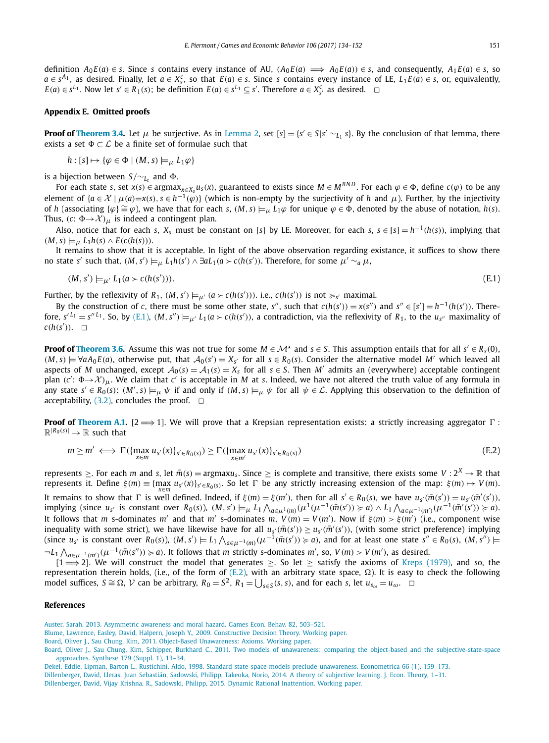definition $A_0E(a) \in s$. Since $s$ contains every instance of AU, $(A_0E(a) \implies A_0E(a)) \in s$, and consequently, $A_1E(a) \in s$, so $a \in s^{A_1}$, as desired. Finally, let $a \in X^c_s$, so that $E(a) \in s$. Since $s$ contains every instance of LE, $L_1E(a) \in s$, or, equivalently, $E(a) \in s^{L_1}$. Now let $s' \in R_1(s)$; be definition $E(a) \in s^{L_1} \subseteq s'$. Therefore $a \in X^c_{s'}$ as desired. $\square$

## Appendix E. Omitted proofs

**Proof of Theorem 3.4.** Let $\mu$ be surjective. As in Lemma 2, set $[s] = \{s' \in S | s' \sim_{L_1} s\}$. By the conclusion of that lemma, there exists a set $\Phi \subset \mathcal{L}$ be a finite set of formulae such that

$$h : [s] \mapsto \{\varphi \in \Phi \mid (M, s) \models_\mu L_1\varphi\}$$

is a bijection between $S/\sim_{L_t}$ and $\Phi$.

For each state $s$, set $x(s) \in \operatorname{argmax}_{x \in X_s} u_s(x)$, guaranteed to exists since $M \in M^{BND}$. For each $\varphi \in \Phi$, define $c(\varphi)$ to be any element of $\{a \in \mathcal{X} \mid \mu(a) = x(s), s \in h^{-1}(\varphi)\}$ (which is non-empty by the surjectivity of $h$ and $\mu$). Further, by the injectivity of $h$ (associating $\{\varphi\} \cong \varphi$), we have that for each $s$, $(M, s) \models_\mu L_1\varphi$ for unique $\varphi \in \Phi$, denoted by the abuse of notation, $h(s)$. Thus, $(c: \Phi \to \mathcal{X})_\mu$ is indeed a contingent plan.

Also, notice that for each $s$, $X_s$ must be constant on $[s]$ by LE. Moreover, for each $s$, $s \in [s] = h^{-1}(h(s))$, implying that $(M, s) \models_\mu L_1h(s) \wedge E(c(h(s)))$.

It remains to show that it is acceptable. In light of the above observation regarding existance, it suffices to show there no state $s'$ such that, $(M, s') \models_\mu L_1h(s') \wedge \exists a L_1(a \succ c(h(s')))$. Therefore, for some $\mu' \sim_a \mu$,

$$(M, s') \models_{\mu'} L_1(a \succ c(h(s'))). \tag{E.1}$$

Further, by the reflexivity of $R_1$, $(M, s') \models_{\mu'} (a \succ c(h(s')))$. i.e., $c(h(s'))$ is not $\succcurlyeq_{s'}$ maximal.

By the construction of $c$, there must be some other state, $s''$, such that $c(h(s')) = x(s'')$ and $s'' \in [s'] = h^{-1}(h(s'))$. Therefore, $s'^{L_1} = s''^{L_1}$. So, by (E.1), $(M, s'') \models_{\mu'} L_1(a \succ c(h(s')))$, a contradiction, via the reflexivity of $R_1$, to the $u_{s''}$ maximality of $c(h(s'))$. $\square$

**Proof of Theorem 3.6.** Assume this was not true for some $M \in \mathcal{M}^\star$ and $s \in S$. This assumption entails that for all $s' \in R_s(0)$, $(M, s) \models \forall a A_0E(a)$, otherwise put, that $\mathcal{A}_0(s') = X_{s'}$ for all $s \in R_0(s)$. Consider the alternative model $M'$ which leaved all aspects of $M$ unchanged, except $\mathcal{A}_0(s) = \mathcal{A}_1(s) = X_s$ for all $s \in S$. Then $M'$ admits an (everywhere) acceptable contingent plan $(c': \Phi \to \mathcal{X})_\mu$. We claim that $c'$ is acceptable in $M$ at $s$. Indeed, we have not altered the truth value of any formula in any state $s' \in R_0(s)$: $(M', s) \models_\mu \psi$ if and only if $(M, s) \models_\mu \psi$ for all $\psi \in \mathcal{L}$. Applying this observation to the definition of acceptability, (3.2), concludes the proof. $\square$

**Proof of Theorem A.1.** $[2 \implies 1]$. We will prove that a Krepsian representation exists: a strictly increasing aggregator $\Gamma$ : $\mathbb{R}^{|R_0(s)|} \to \mathbb{R}$ such that

$$m \geq m' \iff \Gamma(\{\max_{x \in m} u_{s'}(x)\}_{s' \in R_0(s)}) \geq \Gamma(\{\max_{x \in m'} u_{s'}(x)\}_{s' \in R_0(s)}) \tag{E.2}$$

represents $\geq$. For each $m$ and $s$, let $\bar{m}(s) = \operatorname{argmax} u_s$. Since $\geq$ is complete and transitive, there exists some $V : 2^X \to \mathbb{R}$ that represents it. Define $\xi(m) \equiv \{\max_{x \in m} u_{s'}(x)\}_{s' \in R_0(s)}$. So let $\Gamma$ be any strictly increasing extension of the map: $\xi(m) \mapsto V(m)$. It remains to show that $\Gamma$ is well defined. Indeed, if $\xi(m) = \xi(m')$, then for all $s' \in R_0(s)$, we have $u_{s'}(\bar{m}(s')) = u_{s'}(\bar{m}'(s'))$, implying (since $u_{s'}$ is constant over $R_0(s)$), $(M, s') \models_\mu L_1 \bigwedge_{a \in \mu^1(m)} (\mu^1(\mu^{-1}(\bar{m}(s')) \succcurlyeq a) \wedge L_1 \bigwedge_{a \in \mu^{-1}(m')} (\mu^{-1}(\bar{m}'(s')) \succcurlyeq a)$. It follows that $m$ s-dominates $m'$ and that $m'$ s-dominates $m$, $V(m) = V(m')$. Now if $\xi(m) > \xi(m')$ (i.e., component wise inequality with some strict), we have likewise have for all $u_{s'}(\bar{m}(s')) \geq u_{s'}(\bar{m}'(s'))$, (with some strict preference) implying (since $u_{s'}$ is constant over $R_0(s)$), $(M, s') \models L_1 \bigwedge_{a \in \mu^{-1}(m)} (\mu^{-1}(\bar{m}(s')) \succcurlyeq a)$, and for at least one state $s'' \in R_0(s)$, $(M, s'') \models \neg L_1 \bigwedge_{a \in \mu^{-1}(m')} (\mu^{-1}(\bar{m}(s'')) \succcurlyeq a)$. It follows that $m$ strictly s-dominates $m'$, so, $V(m) > V(m')$, as desired.

$[1 \implies 2]$. We will construct the model that generates $\geq$. So let $\geq$ satisfy the axioms of Kreps (1979), and so, the representation therein holds, (i.e., of the form of (E.2), with an arbitrary state space, $\Omega$). It is easy to check the following model suffices, $S \cong \Omega$, $\mathcal{V}$ can be arbitrary, $R_0 = S^2$, $R_1 = \bigcup_{s \in S}(s, s)$, and for each $s$, let $u_{s_\omega} = u_\omega$. $\square$

## References

Auster, Sarah, 2013. Asymmetric awareness and moral hazard. Games Econ. Behav. 82, 503–521.

Blume, Lawrence, Easley, David, Halpern, Joseph Y., 2009. Constructive Decision Theory. Working paper.

Board, Oliver J., Sau Chung, Kim, 2011. Object-Based Unawareness: Axioms. Working paper.

Board, Oliver J., Sau Chung, Kim, Schipper, Burkhard C., 2011. Two models of unawareness: comparing the object-based and the subjective-state-space approaches. Synthese 179 (Suppl. 1), 13–34.

Dekel, Eddie, Lipman, Barton L., Rustichini, Aldo, 1998. Standard state-space models preclude unawareness. Econometrica 66 (1), 159–173.

Dillenberger, David, Lleras, Juan Sebastián, Sadowski, Philipp, Takeoka, Norio, 2014. A theory of subjective learning. J. Econ. Theory, 1–31.

Dillenberger, David, Vijay Krishna, R., Sadowski, Philipp, 2015. Dynamic Rational Inattention. Working paper.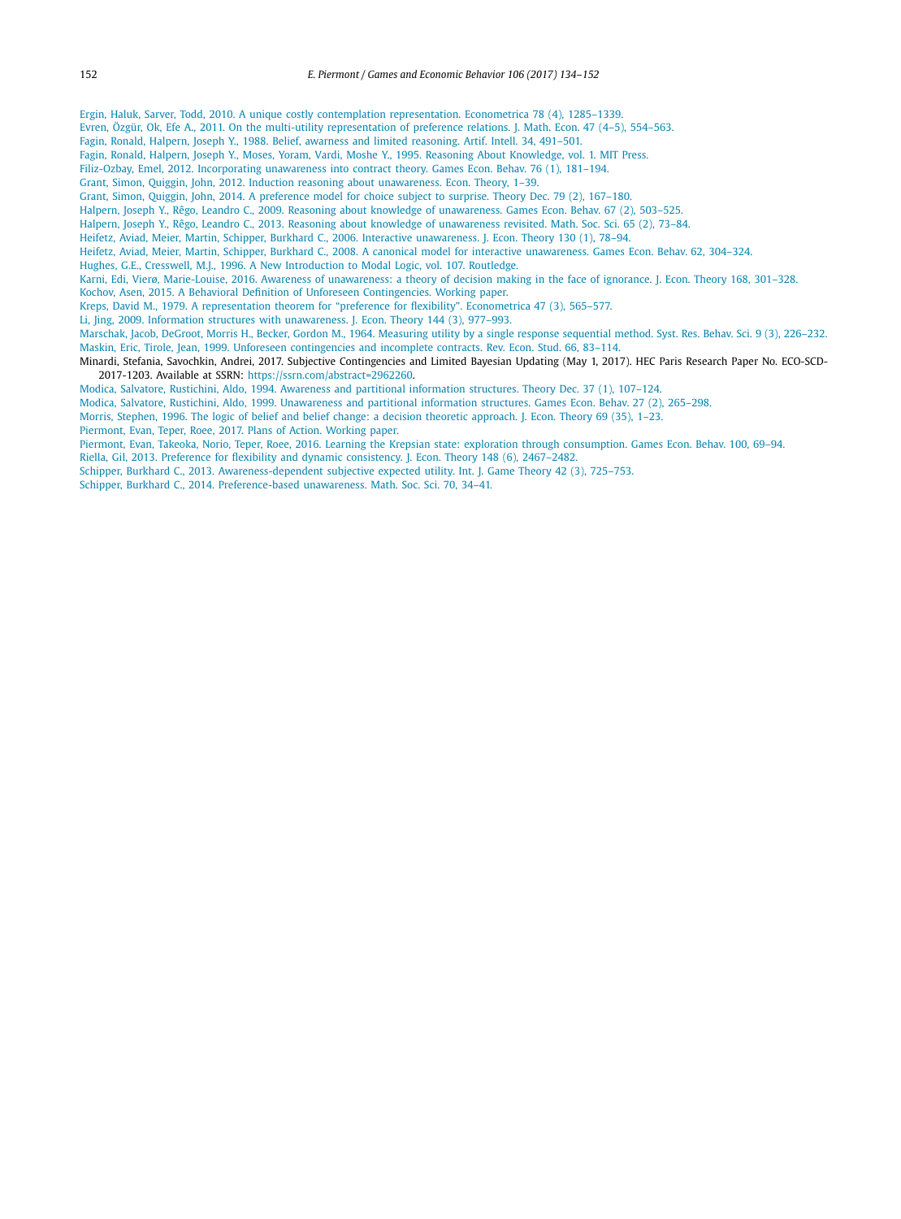Ergin, Haluk, Sarver, Todd, 2010. A unique costly contemplation representation. Econometrica 78 (4), 1285–1339.

Evren, Özgür, Ok, Efe A., 2011. On the multi-utility representation of preference relations. J. Math. Econ. 47 (4–5), 554–563.

Fagin, Ronald, Halpern, Joseph Y., 1988. Belief, awarness and limited reasoning. Artif. Intell. 34, 491–501.

Fagin, Ronald, Halpern, Joseph Y., Moses, Yoram, Vardi, Moshe Y., 1995. Reasoning About Knowledge, vol. 1. MIT Press.

Filiz-Ozbay, Emel, 2012. Incorporating unawareness into contract theory. Games Econ. Behav. 76 (1), 181–194.

Grant, Simon, Quiggin, John, 2012. Induction reasoning about unawareness. Econ. Theory, 1–39.

Grant, Simon, Quiggin, John, 2014. A preference model for choice subject to surprise. Theory Dec. 79 (2), 167–180.

Halpern, Joseph Y., Rêgo, Leandro C., 2009. Reasoning about knowledge of unawareness. Games Econ. Behav. 67 (2), 503–525.

Halpern, Joseph Y., Rêgo, Leandro C., 2013. Reasoning about knowledge of unawareness revisited. Math. Soc. Sci. 65 (2), 73–84.

Heifetz, Aviad, Meier, Martin, Schipper, Burkhard C., 2006. Interactive unawareness. J. Econ. Theory 130 (1), 78–94.

Heifetz, Aviad, Meier, Martin, Schipper, Burkhard C., 2008. A canonical model for interactive unawareness. Games Econ. Behav. 62, 304–324.

Hughes, G.E., Cresswell, M.J., 1996. A New Introduction to Modal Logic, vol. 107. Routledge.

Karni, Edi, Vierø, Marie-Louise, 2016. Awareness of unawareness: a theory of decision making in the face of ignorance. J. Econ. Theory 168, 301–328.

Kochov, Asen, 2015. A Behavioral Definition of Unforeseen Contingencies. Working paper.

Kreps, David M., 1979. A representation theorem for "preference for flexibility". Econometrica 47 (3), 565–577.

Li, Jing, 2009. Information structures with unawareness. J. Econ. Theory 144 (3), 977–993.

Marschak, Jacob, DeGroot, Morris H., Becker, Gordon M., 1964. Measuring utility by a single response sequential method. Syst. Res. Behav. Sci. 9 (3), 226–232.

Maskin, Eric, Tirole, Jean, 1999. Unforeseen contingencies and incomplete contracts. Rev. Econ. Stud. 66, 83–114.

Minardi, Stefania, Savochkin, Andrei, 2017. Subjective Contingencies and Limited Bayesian Updating (May 1, 2017). HEC Paris Research Paper No. ECO-SCD-2017-1203. Available at SSRN: https://ssrn.com/abstract=2962260.

Modica, Salvatore, Rustichini, Aldo, 1994. Awareness and partitional information structures. Theory Dec. 37 (1), 107–124.

Modica, Salvatore, Rustichini, Aldo, 1999. Unawareness and partitional information structures. Games Econ. Behav. 27 (2), 265–298.

Morris, Stephen, 1996. The logic of belief and belief change: a decision theoretic approach. J. Econ. Theory 69 (35), 1–23.

Piermont, Evan, Teper, Roee, 2017. Plans of Action. Working paper.

Piermont, Evan, Takeoka, Norio, Teper, Roee, 2016. Learning the Krepsian state: exploration through consumption. Games Econ. Behav. 100, 69–94.

Riella, Gil, 2013. Preference for flexibility and dynamic consistency. J. Econ. Theory 148 (6), 2467–2482.

Schipper, Burkhard C., 2013. Awareness-dependent subjective expected utility. Int. J. Game Theory 42 (3), 725–753.

Schipper, Burkhard C., 2014. Preference-based unawareness. Math. Soc. Sci. 70, 34–41.